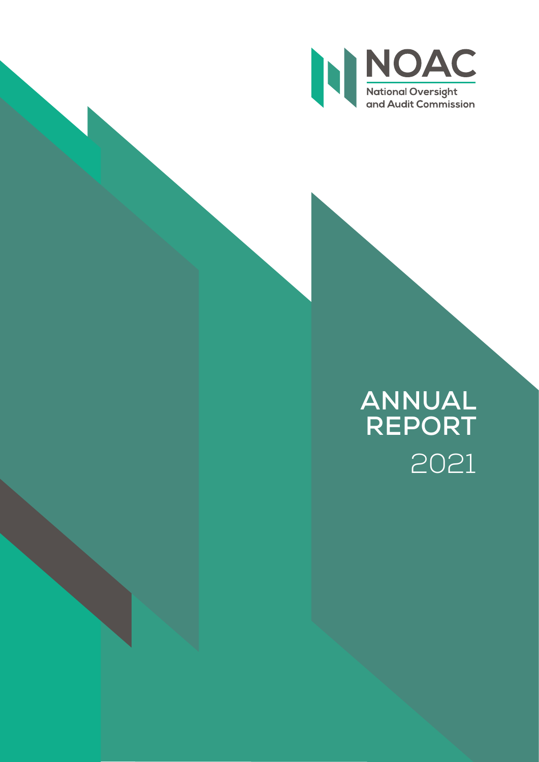NOAC

National Oversight and Audit Commission

# ANNUAL REPORT 2021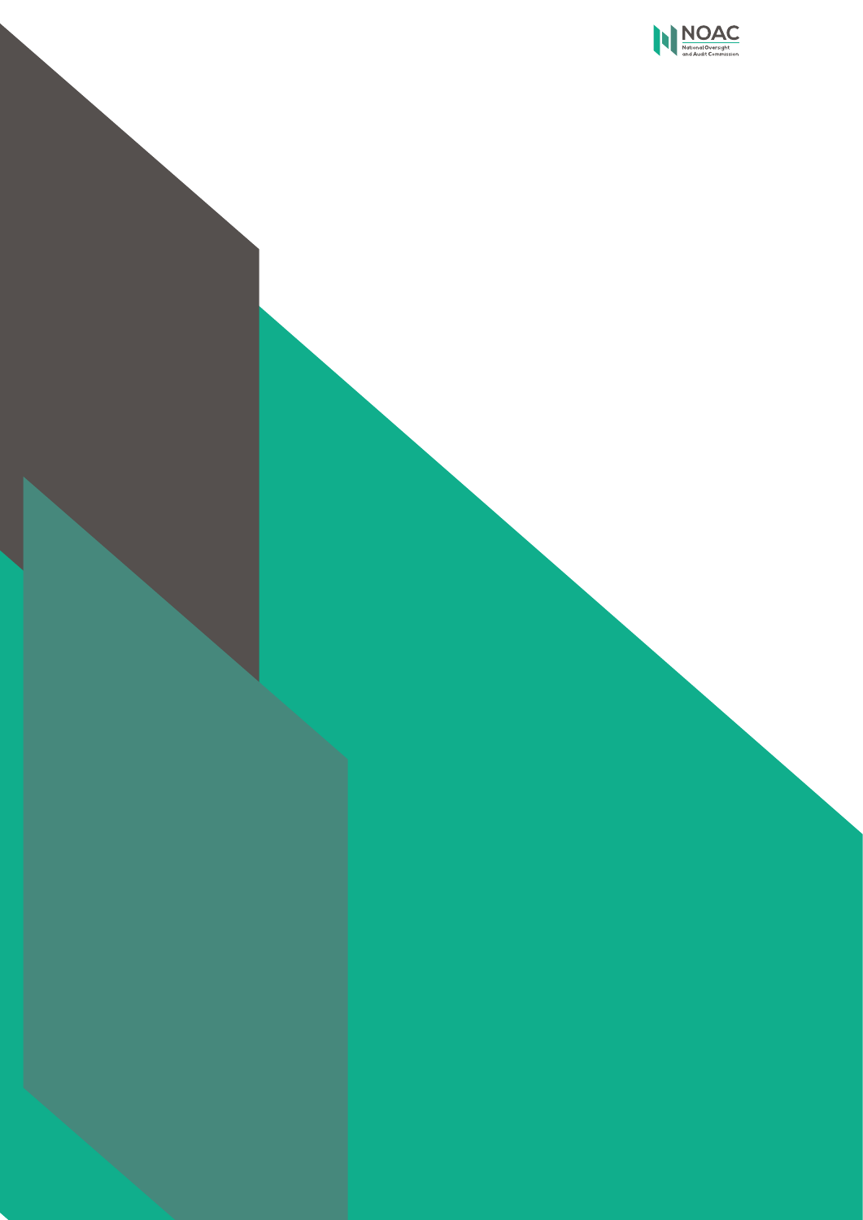NOAC

National Oversight and Audit Commission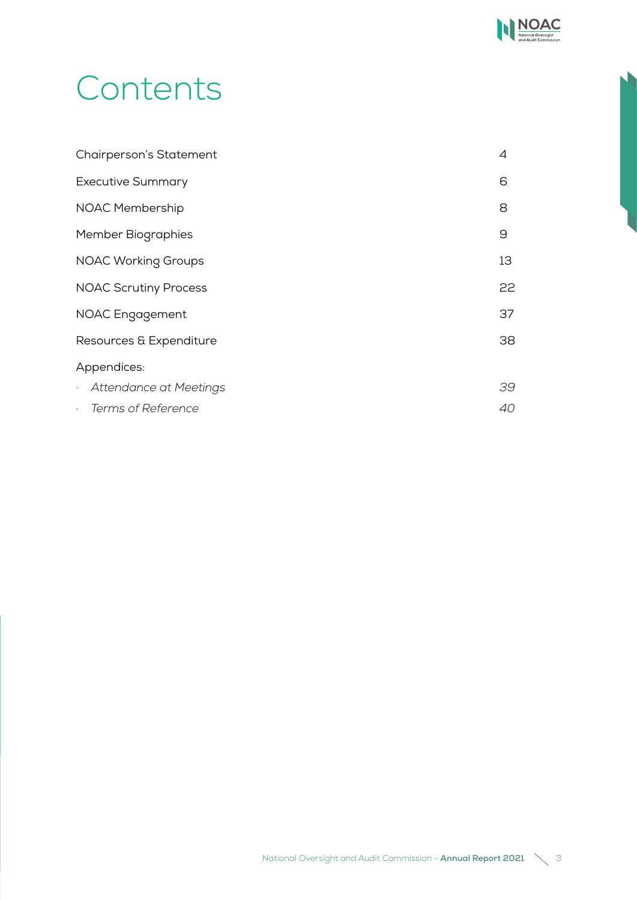# Contents

| | |
|---|---|
| Chairperson's Statement | 4 |
| Executive Summary | 6 |
| NOAC Membership | 8 |
| Member Biographies | 9 |
| NOAC Working Groups | 13 |
| NOAC Scrutiny Process | 22 |
| NOAC Engagement | 37 |
| Resources & Expenditure | 38 |
| Appendices: | |
| · *Attendance at Meetings* | *39* |
| · *Terms of Reference* | *40* |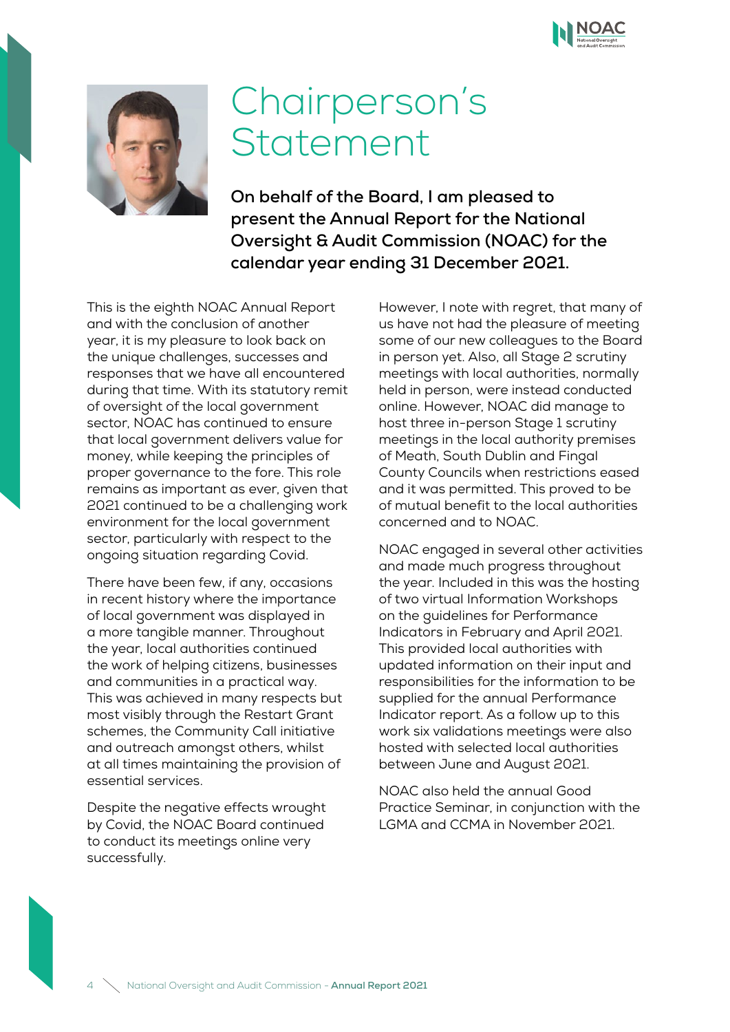# Chairperson's Statement

**On behalf of the Board, I am pleased to present the Annual Report for the National Oversight & Audit Commission (NOAC) for the calendar year ending 31 December 2021.**

This is the eighth NOAC Annual Report and with the conclusion of another year, it is my pleasure to look back on the unique challenges, successes and responses that we have all encountered during that time. With its statutory remit of oversight of the local government sector, NOAC has continued to ensure that local government delivers value for money, while keeping the principles of proper governance to the fore. This role remains as important as ever, given that 2021 continued to be a challenging work environment for the local government sector, particularly with respect to the ongoing situation regarding Covid.

There have been few, if any, occasions in recent history where the importance of local government was displayed in a more tangible manner. Throughout the year, local authorities continued the work of helping citizens, businesses and communities in a practical way. This was achieved in many respects but most visibly through the Restart Grant schemes, the Community Call initiative and outreach amongst others, whilst at all times maintaining the provision of essential services.

Despite the negative effects wrought by Covid, the NOAC Board continued to conduct its meetings online very successfully.

However, I note with regret, that many of us have not had the pleasure of meeting some of our new colleagues to the Board in person yet. Also, all Stage 2 scrutiny meetings with local authorities, normally held in person, were instead conducted online. However, NOAC did manage to host three in-person Stage 1 scrutiny meetings in the local authority premises of Meath, South Dublin and Fingal County Councils when restrictions eased and it was permitted. This proved to be of mutual benefit to the local authorities concerned and to NOAC.

NOAC engaged in several other activities and made much progress throughout the year. Included in this was the hosting of two virtual Information Workshops on the guidelines for Performance Indicators in February and April 2021. This provided local authorities with updated information on their input and responsibilities for the information to be supplied for the annual Performance Indicator report. As a follow up to this work six validations meetings were also hosted with selected local authorities between June and August 2021.

NOAC also held the annual Good Practice Seminar, in conjunction with the LGMA and CCMA in November 2021.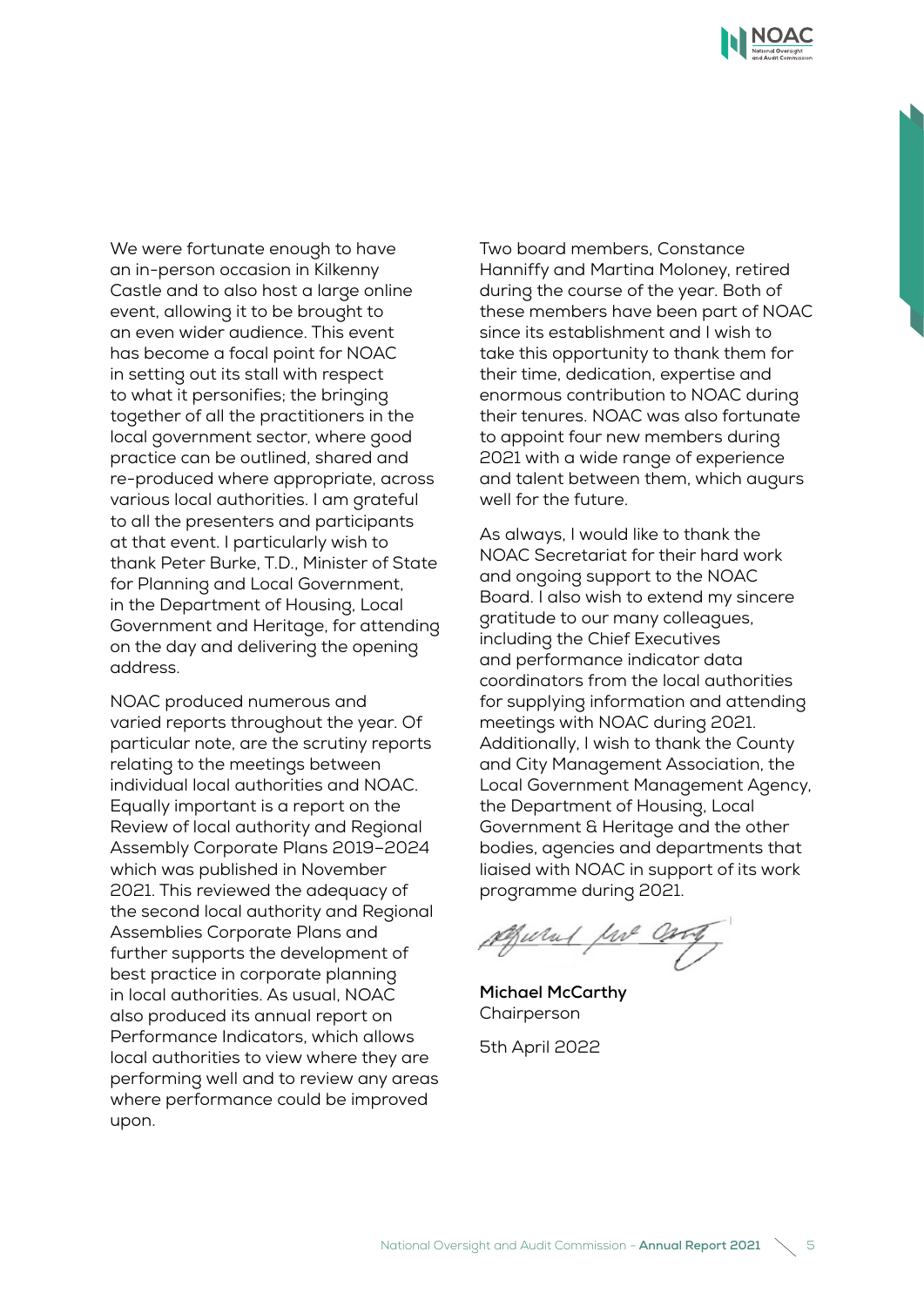We were fortunate enough to have an in-person occasion in Kilkenny Castle and to also host a large online event, allowing it to be brought to an even wider audience. This event has become a focal point for NOAC in setting out its stall with respect to what it personifies; the bringing together of all the practitioners in the local government sector, where good practice can be outlined, shared and re-produced where appropriate, across various local authorities. I am grateful to all the presenters and participants at that event. I particularly wish to thank Peter Burke, T.D., Minister of State for Planning and Local Government, in the Department of Housing, Local Government and Heritage, for attending on the day and delivering the opening address.

NOAC produced numerous and varied reports throughout the year. Of particular note, are the scrutiny reports relating to the meetings between individual local authorities and NOAC. Equally important is a report on the Review of local authority and Regional Assembly Corporate Plans 2019–2024 which was published in November 2021. This reviewed the adequacy of the second local authority and Regional Assemblies Corporate Plans and further supports the development of best practice in corporate planning in local authorities. As usual, NOAC also produced its annual report on Performance Indicators, which allows local authorities to view where they are performing well and to review any areas where performance could be improved upon.

Two board members, Constance Hanniffy and Martina Moloney, retired during the course of the year. Both of these members have been part of NOAC since its establishment and I wish to take this opportunity to thank them for their time, dedication, expertise and enormous contribution to NOAC during their tenures. NOAC was also fortunate to appoint four new members during 2021 with a wide range of experience and talent between them, which augurs well for the future.

As always, I would like to thank the NOAC Secretariat for their hard work and ongoing support to the NOAC Board. I also wish to extend my sincere gratitude to our many colleagues, including the Chief Executives and performance indicator data coordinators from the local authorities for supplying information and attending meetings with NOAC during 2021. Additionally, I wish to thank the County and City Management Association, the Local Government Management Agency, the Department of Housing, Local Government & Heritage and the other bodies, agencies and departments that liaised with NOAC in support of its work programme during 2021.

**Michael McCarthy**
Chairperson

5th April 2022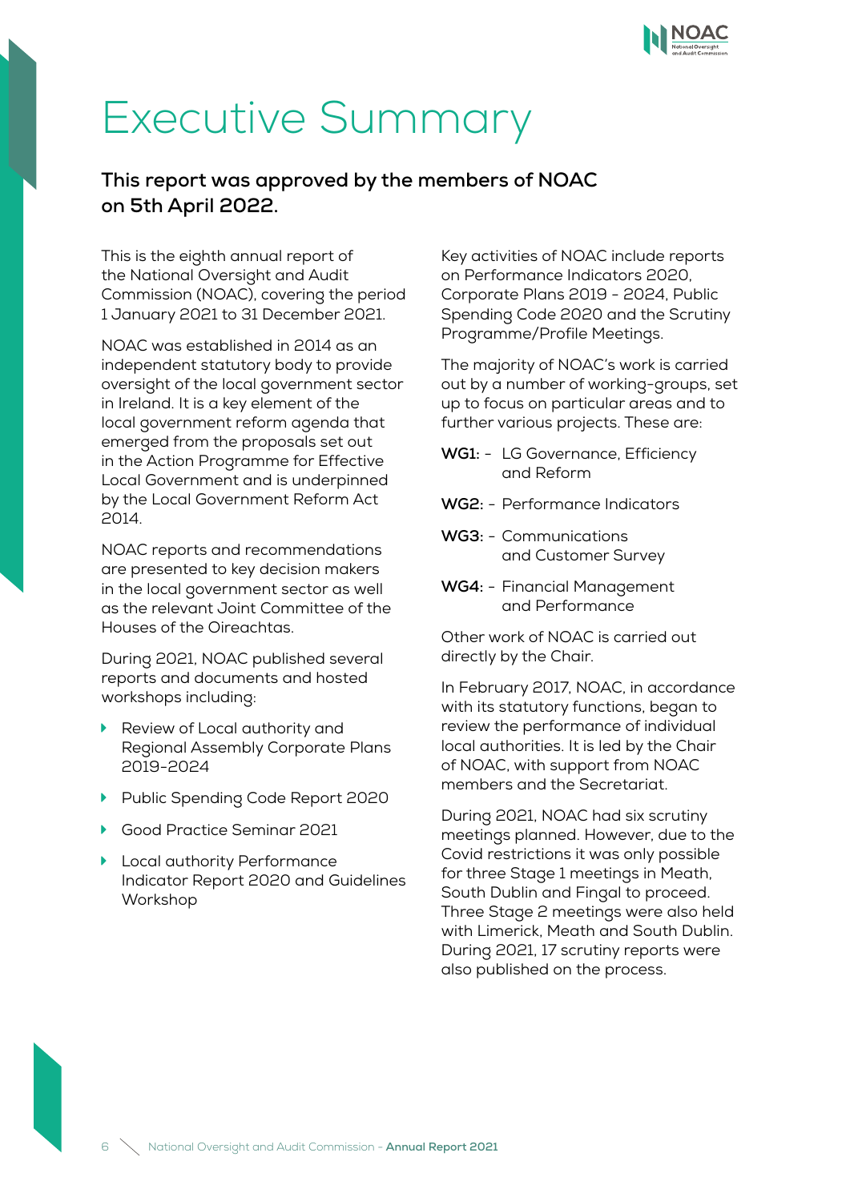# Executive Summary

**This report was approved by the members of NOAC on 5th April 2022.**

This is the eighth annual report of the National Oversight and Audit Commission (NOAC), covering the period 1 January 2021 to 31 December 2021.

NOAC was established in 2014 as an independent statutory body to provide oversight of the local government sector in Ireland. It is a key element of the local government reform agenda that emerged from the proposals set out in the Action Programme for Effective Local Government and is underpinned by the Local Government Reform Act 2014.

NOAC reports and recommendations are presented to key decision makers in the local government sector as well as the relevant Joint Committee of the Houses of the Oireachtas.

During 2021, NOAC published several reports and documents and hosted workshops including:

- Review of Local authority and Regional Assembly Corporate Plans 2019-2024
- Public Spending Code Report 2020
- Good Practice Seminar 2021
- Local authority Performance Indicator Report 2020 and Guidelines Workshop

Key activities of NOAC include reports on Performance Indicators 2020, Corporate Plans 2019 - 2024, Public Spending Code 2020 and the Scrutiny Programme/Profile Meetings.

The majority of NOAC's work is carried out by a number of working-groups, set up to focus on particular areas and to further various projects. These are:

**WG1:** - LG Governance, Efficiency and Reform

**WG2:** - Performance Indicators

**WG3:** - Communications and Customer Survey

**WG4:** - Financial Management and Performance

Other work of NOAC is carried out directly by the Chair.

In February 2017, NOAC, in accordance with its statutory functions, began to review the performance of individual local authorities. It is led by the Chair of NOAC, with support from NOAC members and the Secretariat.

During 2021, NOAC had six scrutiny meetings planned. However, due to the Covid restrictions it was only possible for three Stage 1 meetings in Meath, South Dublin and Fingal to proceed. Three Stage 2 meetings were also held with Limerick, Meath and South Dublin. During 2021, 17 scrutiny reports were also published on the process.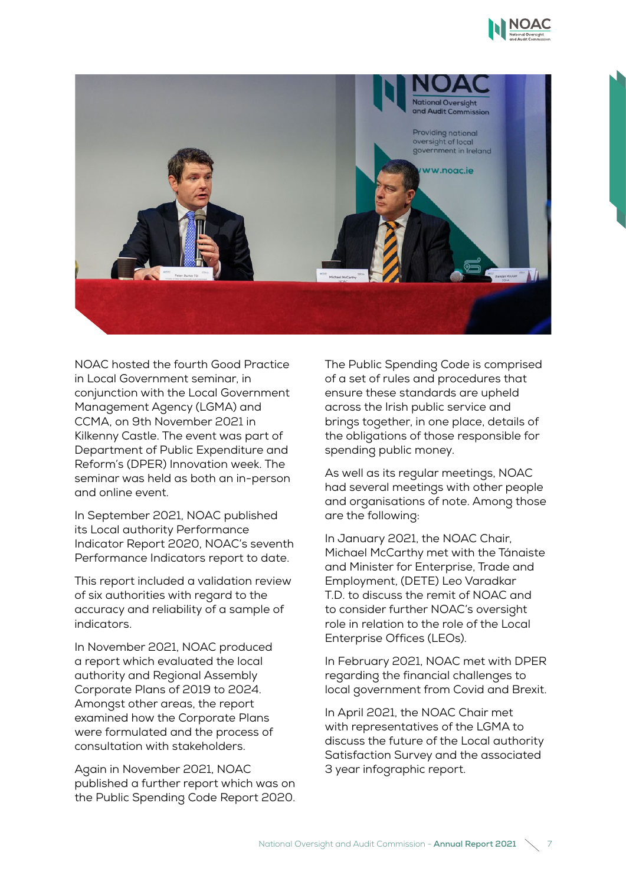NOAC hosted the fourth Good Practice in Local Government seminar, in conjunction with the Local Government Management Agency (LGMA) and CCMA, on 9th November 2021 in Kilkenny Castle. The event was part of Department of Public Expenditure and Reform's (DPER) Innovation week. The seminar was held as both an in-person and online event.

In September 2021, NOAC published its Local authority Performance Indicator Report 2020, NOAC's seventh Performance Indicators report to date.

This report included a validation review of six authorities with regard to the accuracy and reliability of a sample of indicators.

In November 2021, NOAC produced a report which evaluated the local authority and Regional Assembly Corporate Plans of 2019 to 2024. Amongst other areas, the report examined how the Corporate Plans were formulated and the process of consultation with stakeholders.

Again in November 2021, NOAC published a further report which was on the Public Spending Code Report 2020.

The Public Spending Code is comprised of a set of rules and procedures that ensure these standards are upheld across the Irish public service and brings together, in one place, details of the obligations of those responsible for spending public money.

As well as its regular meetings, NOAC had several meetings with other people and organisations of note. Among those are the following:

In January 2021, the NOAC Chair, Michael McCarthy met with the Tánaiste and Minister for Enterprise, Trade and Employment, (DETE) Leo Varadkar T.D. to discuss the remit of NOAC and to consider further NOAC's oversight role in relation to the role of the Local Enterprise Offices (LEOs).

In February 2021, NOAC met with DPER regarding the financial challenges to local government from Covid and Brexit.

In April 2021, the NOAC Chair met with representatives of the LGMA to discuss the future of the Local authority Satisfaction Survey and the associated 3 year infographic report.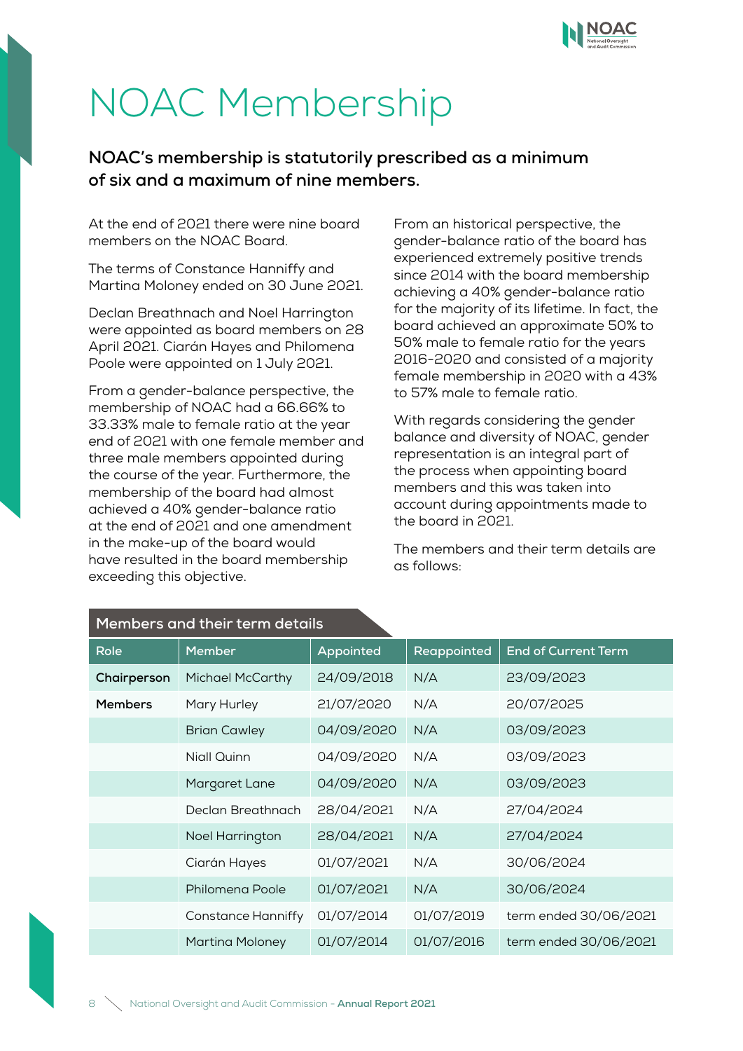# NOAC Membership

**NOAC's membership is statutorily prescribed as a minimum of six and a maximum of nine members.**

At the end of 2021 there were nine board members on the NOAC Board.

The terms of Constance Hanniffy and Martina Moloney ended on 30 June 2021.

Declan Breathnach and Noel Harrington were appointed as board members on 28 April 2021. Ciarán Hayes and Philomena Poole were appointed on 1 July 2021.

From a gender-balance perspective, the membership of NOAC had a 66.66% to 33.33% male to female ratio at the year end of 2021 with one female member and three male members appointed during the course of the year. Furthermore, the membership of the board had almost achieved a 40% gender-balance ratio at the end of 2021 and one amendment in the make-up of the board would have resulted in the board membership exceeding this objective.

From an historical perspective, the gender-balance ratio of the board has experienced extremely positive trends since 2014 with the board membership achieving a 40% gender-balance ratio for the majority of its lifetime. In fact, the board achieved an approximate 50% to 50% male to female ratio for the years 2016-2020 and consisted of a majority female membership in 2020 with a 43% to 57% male to female ratio.

With regards considering the gender balance and diversity of NOAC, gender representation is an integral part of the process when appointing board members and this was taken into account during appointments made to the board in 2021.

The members and their term details are as follows:

**Members and their term details**

| Role | Member | Appointed | Reappointed | End of Current Term |
|---|---|---|---|---|
| **Chairperson** | Michael McCarthy | 24/09/2018 | N/A | 23/09/2023 |
| **Members** | Mary Hurley | 21/07/2020 | N/A | 20/07/2025 |
| | Brian Cawley | 04/09/2020 | N/A | 03/09/2023 |
| | Niall Quinn | 04/09/2020 | N/A | 03/09/2023 |
| | Margaret Lane | 04/09/2020 | N/A | 03/09/2023 |
| | Declan Breathnach | 28/04/2021 | N/A | 27/04/2024 |
| | Noel Harrington | 28/04/2021 | N/A | 27/04/2024 |
| | Ciarán Hayes | 01/07/2021 | N/A | 30/06/2024 |
| | Philomena Poole | 01/07/2021 | N/A | 30/06/2024 |
| | Constance Hanniffy | 01/07/2014 | 01/07/2019 | term ended 30/06/2021 |
| | Martina Moloney | 01/07/2014 | 01/07/2016 | term ended 30/06/2021 |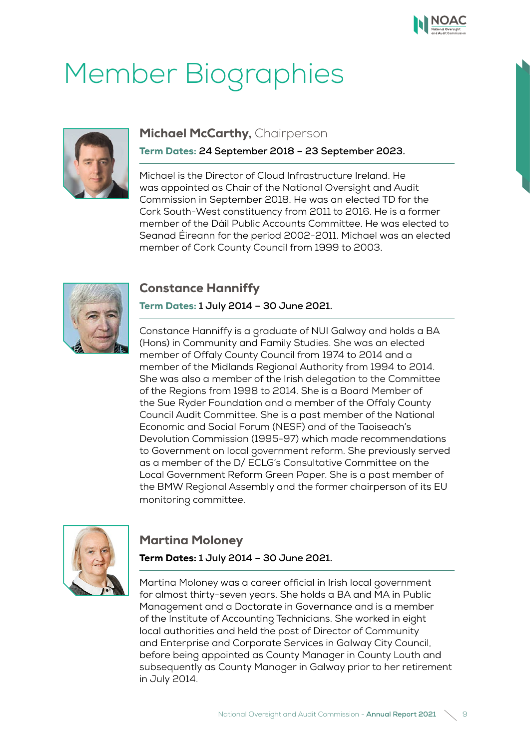# Member Biographies

## Michael McCarthy, Chairperson

**Term Dates: 24 September 2018 – 23 September 2023.**

Michael is the Director of Cloud Infrastructure Ireland. He was appointed as Chair of the National Oversight and Audit Commission in September 2018. He was an elected TD for the Cork South-West constituency from 2011 to 2016. He is a former member of the Dáil Public Accounts Committee. He was elected to Seanad Éireann for the period 2002-2011. Michael was an elected member of Cork County Council from 1999 to 2003.

## Constance Hanniffy

**Term Dates: 1 July 2014 – 30 June 2021.**

Constance Hanniffy is a graduate of NUI Galway and holds a BA (Hons) in Community and Family Studies. She was an elected member of Offaly County Council from 1974 to 2014 and a member of the Midlands Regional Authority from 1994 to 2014. She was also a member of the Irish delegation to the Committee of the Regions from 1998 to 2014. She is a Board Member of the Sue Ryder Foundation and a member of the Offaly County Council Audit Committee. She is a past member of the National Economic and Social Forum (NESF) and of the Taoiseach's Devolution Commission (1995-97) which made recommendations to Government on local government reform. She previously served as a member of the D/ ECLG's Consultative Committee on the Local Government Reform Green Paper. She is a past member of the BMW Regional Assembly and the former chairperson of its EU monitoring committee.

## Martina Moloney

**Term Dates: 1 July 2014 – 30 June 2021.**

Martina Moloney was a career official in Irish local government for almost thirty-seven years. She holds a BA and MA in Public Management and a Doctorate in Governance and is a member of the Institute of Accounting Technicians. She worked in eight local authorities and held the post of Director of Community and Enterprise and Corporate Services in Galway City Council, before being appointed as County Manager in County Louth and subsequently as County Manager in Galway prior to her retirement in July 2014.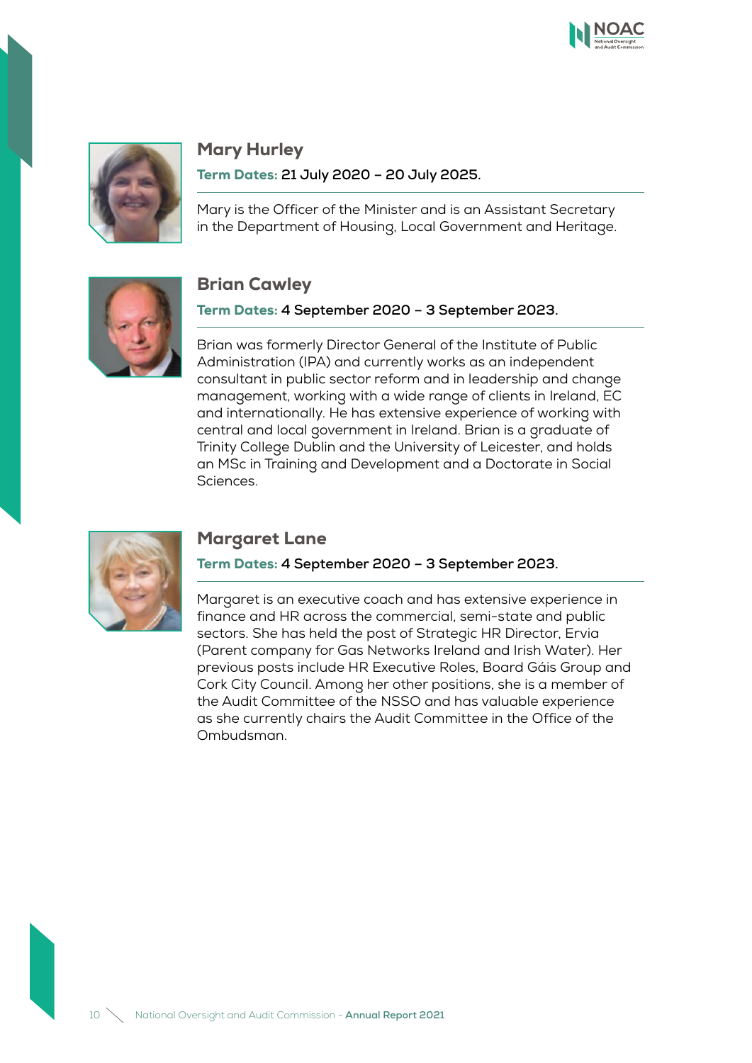### Mary Hurley

**Term Dates:** 21 July 2020 – 20 July 2025.

Mary is the Officer of the Minister and is an Assistant Secretary in the Department of Housing, Local Government and Heritage.

### Brian Cawley

**Term Dates:** 4 September 2020 – 3 September 2023.

Brian was formerly Director General of the Institute of Public Administration (IPA) and currently works as an independent consultant in public sector reform and in leadership and change management, working with a wide range of clients in Ireland, EC and internationally. He has extensive experience of working with central and local government in Ireland. Brian is a graduate of Trinity College Dublin and the University of Leicester, and holds an MSc in Training and Development and a Doctorate in Social Sciences.

### Margaret Lane

**Term Dates:** 4 September 2020 – 3 September 2023.

Margaret is an executive coach and has extensive experience in finance and HR across the commercial, semi-state and public sectors. She has held the post of Strategic HR Director, Ervia (Parent company for Gas Networks Ireland and Irish Water). Her previous posts include HR Executive Roles, Board Gáis Group and Cork City Council. Among her other positions, she is a member of the Audit Committee of the NSSO and has valuable experience as she currently chairs the Audit Committee in the Office of the Ombudsman.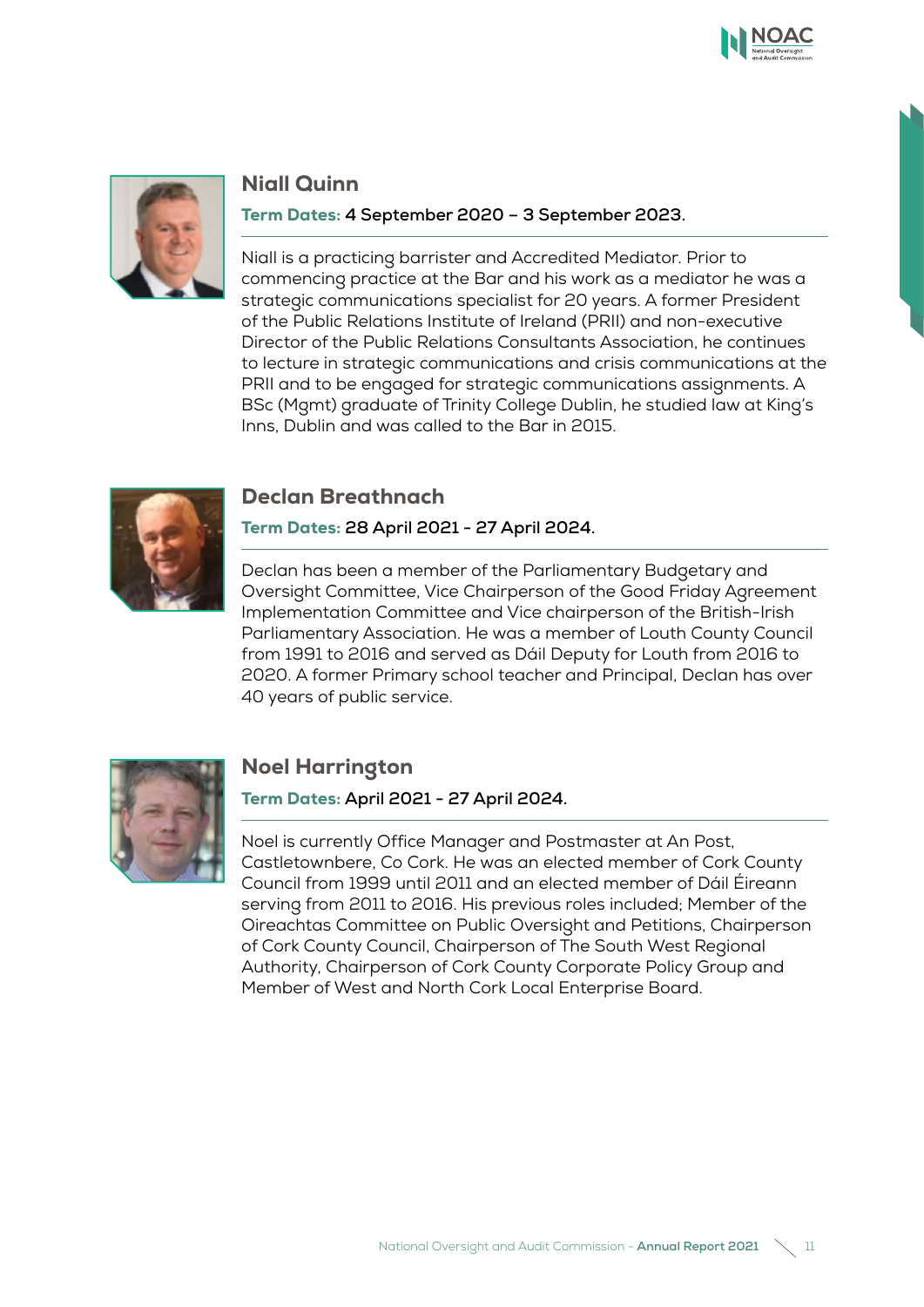## Niall Quinn

**Term Dates: 4 September 2020 – 3 September 2023.**

Niall is a practicing barrister and Accredited Mediator. Prior to commencing practice at the Bar and his work as a mediator he was a strategic communications specialist for 20 years. A former President of the Public Relations Institute of Ireland (PRII) and non-executive Director of the Public Relations Consultants Association, he continues to lecture in strategic communications and crisis communications at the PRII and to be engaged for strategic communications assignments. A BSc (Mgmt) graduate of Trinity College Dublin, he studied law at King's Inns, Dublin and was called to the Bar in 2015.

## Declan Breathnach

**Term Dates: 28 April 2021 - 27 April 2024.**

Declan has been a member of the Parliamentary Budgetary and Oversight Committee, Vice Chairperson of the Good Friday Agreement Implementation Committee and Vice chairperson of the British-Irish Parliamentary Association. He was a member of Louth County Council from 1991 to 2016 and served as Dáil Deputy for Louth from 2016 to 2020. A former Primary school teacher and Principal, Declan has over 40 years of public service.

## Noel Harrington

**Term Dates: April 2021 - 27 April 2024.**

Noel is currently Office Manager and Postmaster at An Post, Castletownbere, Co Cork. He was an elected member of Cork County Council from 1999 until 2011 and an elected member of Dáil Éireann serving from 2011 to 2016. His previous roles included; Member of the Oireachtas Committee on Public Oversight and Petitions, Chairperson of Cork County Council, Chairperson of The South West Regional Authority, Chairperson of Cork County Corporate Policy Group and Member of West and North Cork Local Enterprise Board.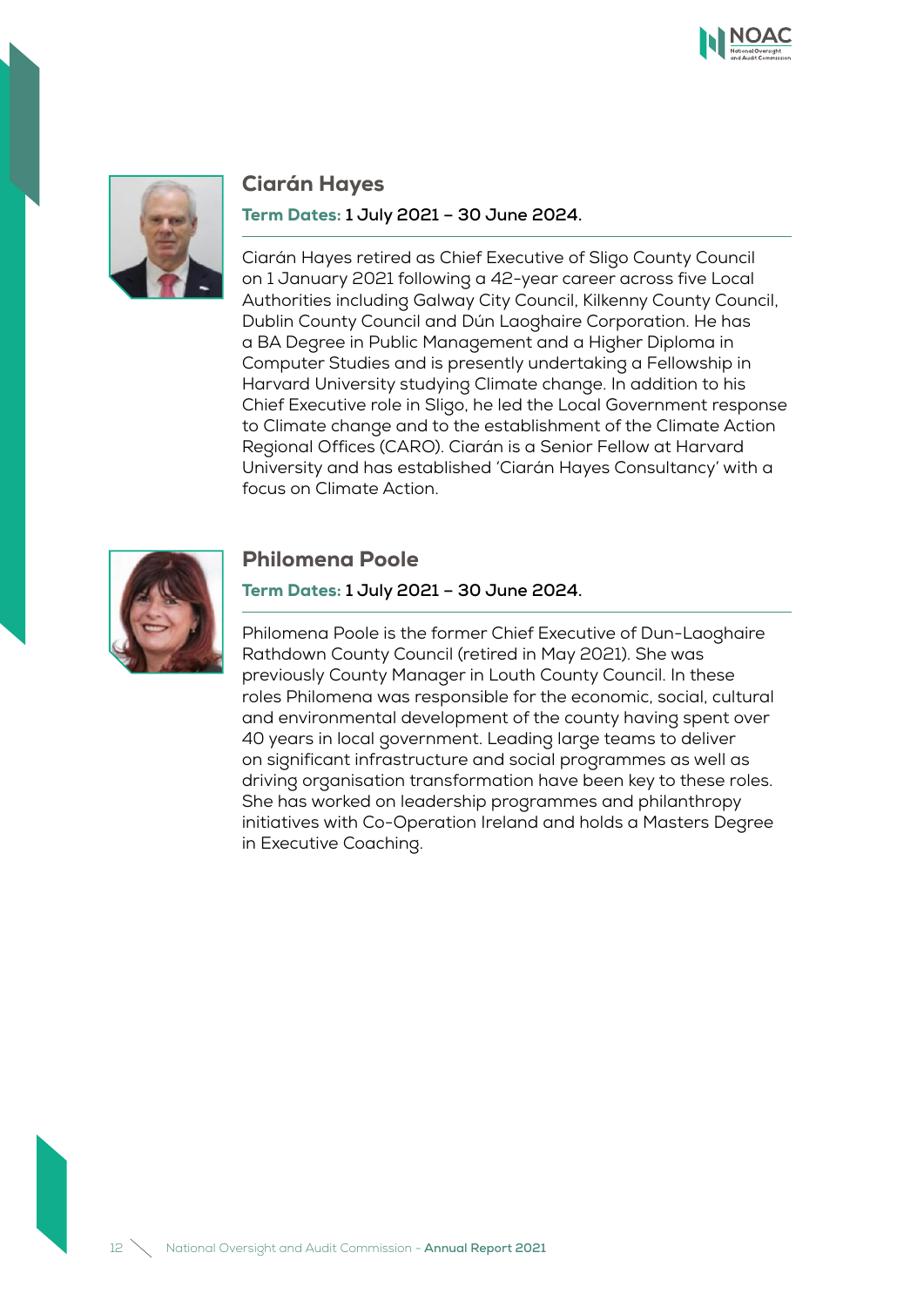## Ciarán Hayes

**Term Dates:** 1 July 2021 – 30 June 2024.

Ciarán Hayes retired as Chief Executive of Sligo County Council on 1 January 2021 following a 42-year career across five Local Authorities including Galway City Council, Kilkenny County Council, Dublin County Council and Dún Laoghaire Corporation. He has a BA Degree in Public Management and a Higher Diploma in Computer Studies and is presently undertaking a Fellowship in Harvard University studying Climate change. In addition to his Chief Executive role in Sligo, he led the Local Government response to Climate change and to the establishment of the Climate Action Regional Offices (CARO). Ciarán is a Senior Fellow at Harvard University and has established 'Ciarán Hayes Consultancy' with a focus on Climate Action.

## Philomena Poole

**Term Dates:** 1 July 2021 – 30 June 2024.

Philomena Poole is the former Chief Executive of Dun-Laoghaire Rathdown County Council (retired in May 2021). She was previously County Manager in Louth County Council. In these roles Philomena was responsible for the economic, social, cultural and environmental development of the county having spent over 40 years in local government. Leading large teams to deliver on significant infrastructure and social programmes as well as driving organisation transformation have been key to these roles. She has worked on leadership programmes and philanthropy initiatives with Co-Operation Ireland and holds a Masters Degree in Executive Coaching.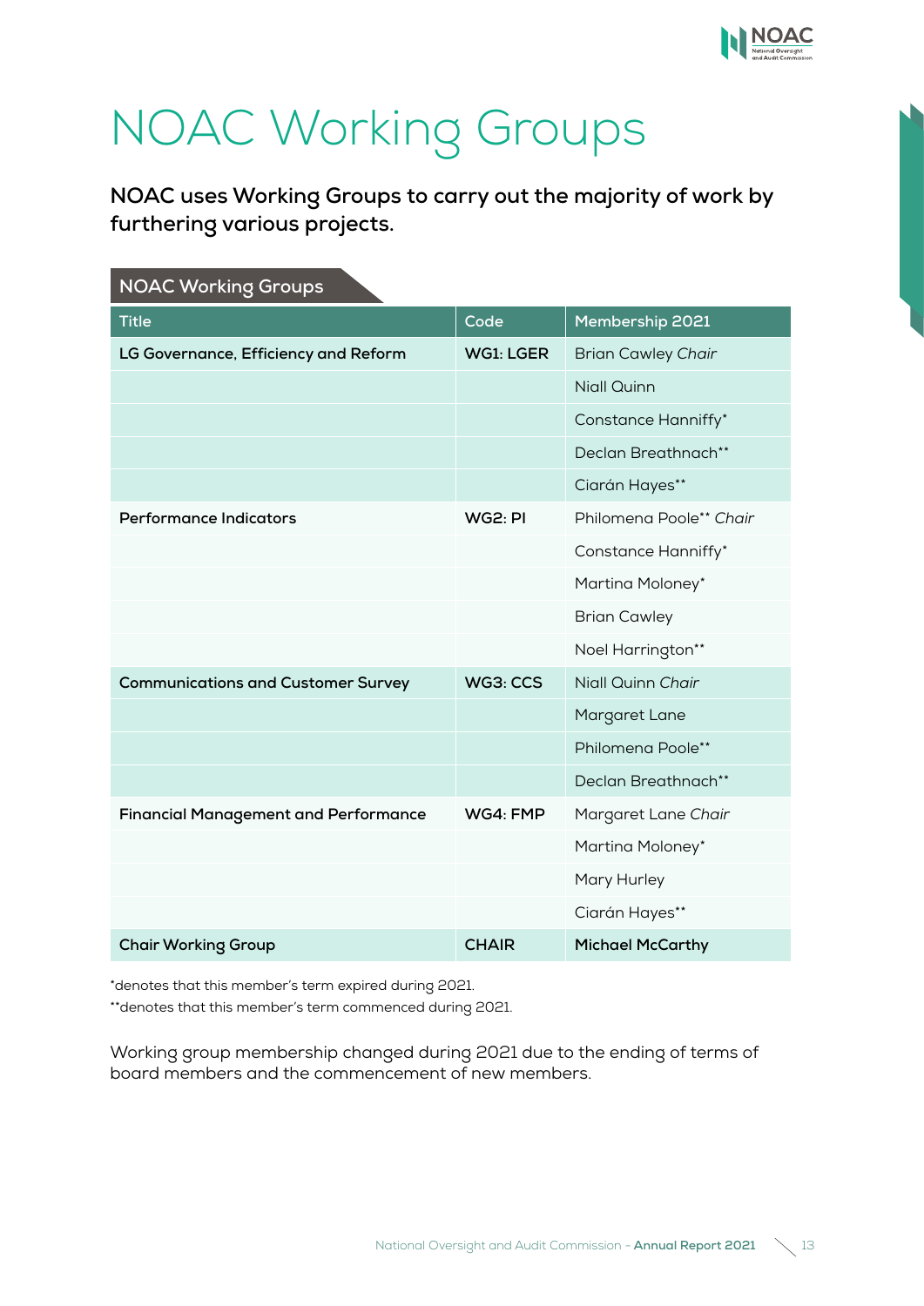# NOAC Working Groups

**NOAC uses Working Groups to carry out the majority of work by furthering various projects.**

## NOAC Working Groups

| Title | Code | Membership 2021 |
|---|---|---|
| **LG Governance, Efficiency and Reform** | **WG1: LGER** | Brian Cawley *Chair* |
| | | Niall Quinn |
| | | Constance Hanniffy* |
| | | Declan Breathnach** |
| | | Ciarán Hayes** |
| **Performance Indicators** | **WG2: PI** | Philomena Poole** *Chair* |
| | | Constance Hanniffy* |
| | | Martina Moloney* |
| | | Brian Cawley |
| | | Noel Harrington** |
| **Communications and Customer Survey** | **WG3: CCS** | Niall Quinn *Chair* |
| | | Margaret Lane |
| | | Philomena Poole** |
| | | Declan Breathnach** |
| **Financial Management and Performance** | **WG4: FMP** | Margaret Lane *Chair* |
| | | Martina Moloney* |
| | | Mary Hurley |
| | | Ciarán Hayes** |
| **Chair Working Group** | **CHAIR** | **Michael McCarthy** |

*denotes that this member's term expired during 2021.

**denotes that this member's term commenced during 2021.

Working group membership changed during 2021 due to the ending of terms of board members and the commencement of new members.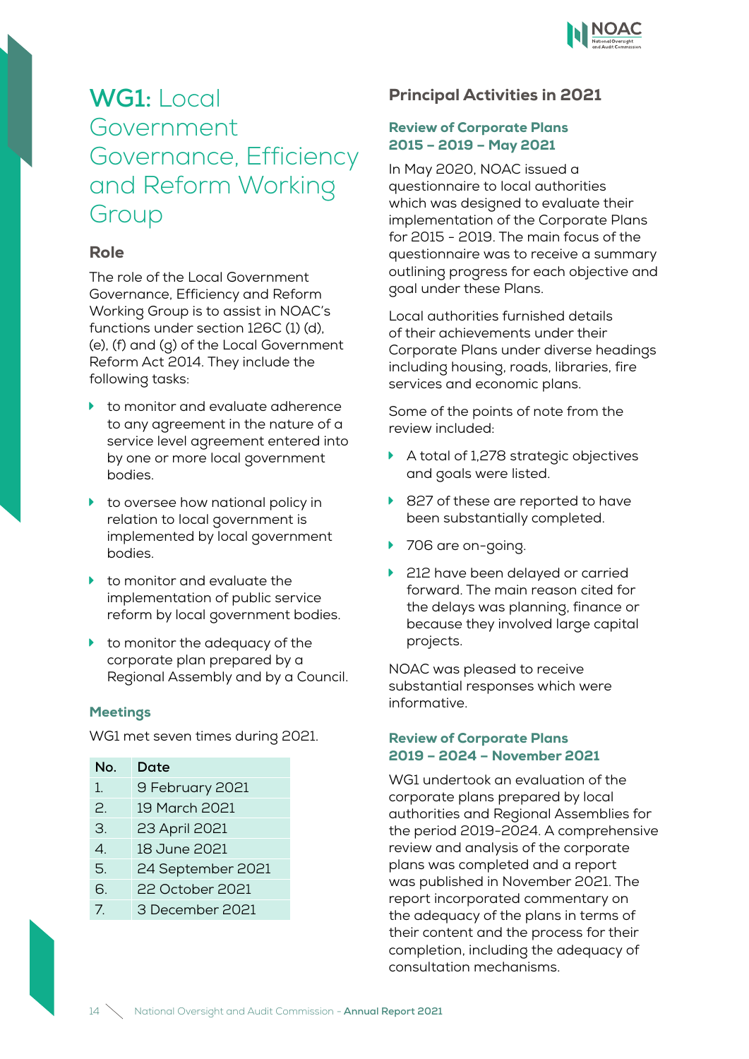# WG1: Local Government Governance, Efficiency and Reform Working Group

## Role

The role of the Local Government Governance, Efficiency and Reform Working Group is to assist in NOAC's functions under section 126C (1) (d), (e), (f) and (g) of the Local Government Reform Act 2014. They include the following tasks:

- to monitor and evaluate adherence to any agreement in the nature of a service level agreement entered into by one or more local government bodies.
- to oversee how national policy in relation to local government is implemented by local government bodies.
- to monitor and evaluate the implementation of public service reform by local government bodies.
- to monitor the adequacy of the corporate plan prepared by a Regional Assembly and by a Council.

### Meetings

WG1 met seven times during 2021.

| No. | Date |
|---|---|
| 1. | 9 February 2021 |
| 2. | 19 March 2021 |
| 3. | 23 April 2021 |
| 4. | 18 June 2021 |
| 5. | 24 September 2021 |
| 6. | 22 October 2021 |
| 7. | 3 December 2021 |

## Principal Activities in 2021

### Review of Corporate Plans 2015 – 2019 – May 2021

In May 2020, NOAC issued a questionnaire to local authorities which was designed to evaluate their implementation of the Corporate Plans for 2015 - 2019. The main focus of the questionnaire was to receive a summary outlining progress for each objective and goal under these Plans.

Local authorities furnished details of their achievements under their Corporate Plans under diverse headings including housing, roads, libraries, fire services and economic plans.

Some of the points of note from the review included:

- A total of 1,278 strategic objectives and goals were listed.
- 827 of these are reported to have been substantially completed.
- 706 are on-going.
- 212 have been delayed or carried forward. The main reason cited for the delays was planning, finance or because they involved large capital projects.

NOAC was pleased to receive substantial responses which were informative.

### Review of Corporate Plans 2019 – 2024 – November 2021

WG1 undertook an evaluation of the corporate plans prepared by local authorities and Regional Assemblies for the period 2019-2024. A comprehensive review and analysis of the corporate plans was completed and a report was published in November 2021. The report incorporated commentary on the adequacy of the plans in terms of their content and the process for their completion, including the adequacy of consultation mechanisms.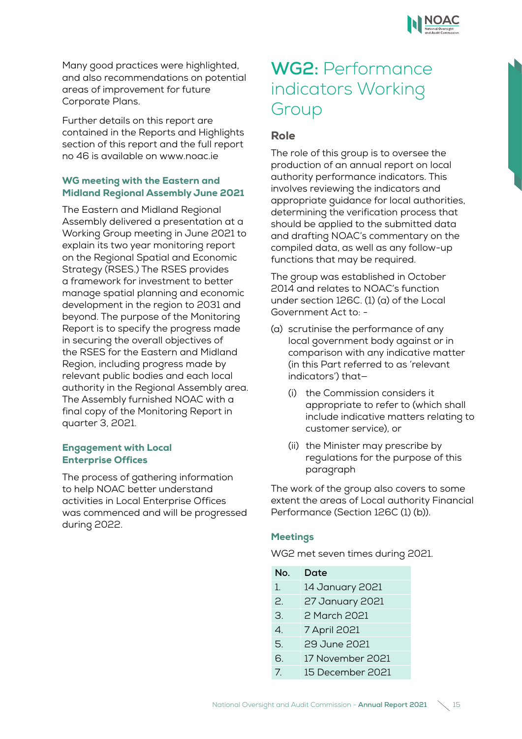Many good practices were highlighted, and also recommendations on potential areas of improvement for future Corporate Plans.

Further details on this report are contained in the Reports and Highlights section of this report and the full report no 46 is available on www.noac.ie

### WG meeting with the Eastern and Midland Regional Assembly June 2021

The Eastern and Midland Regional Assembly delivered a presentation at a Working Group meeting in June 2021 to explain its two year monitoring report on the Regional Spatial and Economic Strategy (RSES.) The RSES provides a framework for investment to better manage spatial planning and economic development in the region to 2031 and beyond. The purpose of the Monitoring Report is to specify the progress made in securing the overall objectives of the RSES for the Eastern and Midland Region, including progress made by relevant public bodies and each local authority in the Regional Assembly area. The Assembly furnished NOAC with a final copy of the Monitoring Report in quarter 3, 2021.

### Engagement with Local Enterprise Offices

The process of gathering information to help NOAC better understand activities in Local Enterprise Offices was commenced and will be progressed during 2022.

# WG2: Performance indicators Working Group

## Role

The role of this group is to oversee the production of an annual report on local authority performance indicators. This involves reviewing the indicators and appropriate guidance for local authorities, determining the verification process that should be applied to the submitted data and drafting NOAC's commentary on the compiled data, as well as any follow-up functions that may be required.

The group was established in October 2014 and relates to NOAC's function under section 126C. (1) (a) of the Local Government Act to: -

(a) scrutinise the performance of any local government body against or in comparison with any indicative matter (in this Part referred to as 'relevant indicators') that—

  (i) the Commission considers it appropriate to refer to (which shall include indicative matters relating to customer service), or

  (ii) the Minister may prescribe by regulations for the purpose of this paragraph

The work of the group also covers to some extent the areas of Local authority Financial Performance (Section 126C (1) (b)).

### Meetings

WG2 met seven times during 2021.

| No. | Date |
|---|---|
| 1. | 14 January 2021 |
| 2. | 27 January 2021 |
| 3. | 2 March 2021 |
| 4. | 7 April 2021 |
| 5. | 29 June 2021 |
| 6. | 17 November 2021 |
| 7. | 15 December 2021 |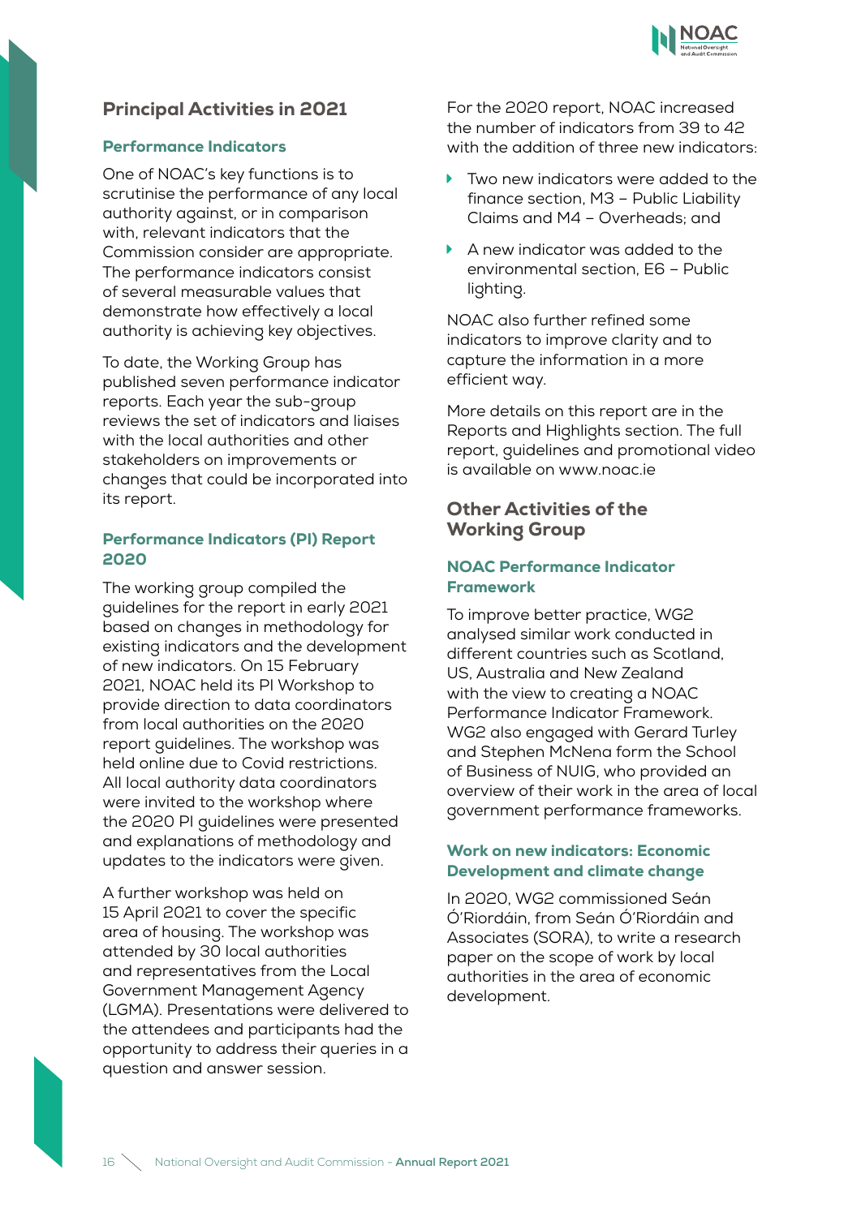## Principal Activities in 2021

### Performance Indicators

One of NOAC's key functions is to scrutinise the performance of any local authority against, or in comparison with, relevant indicators that the Commission consider are appropriate. The performance indicators consist of several measurable values that demonstrate how effectively a local authority is achieving key objectives.

To date, the Working Group has published seven performance indicator reports. Each year the sub-group reviews the set of indicators and liaises with the local authorities and other stakeholders on improvements or changes that could be incorporated into its report.

### Performance Indicators (PI) Report 2020

The working group compiled the guidelines for the report in early 2021 based on changes in methodology for existing indicators and the development of new indicators. On 15 February 2021, NOAC held its PI Workshop to provide direction to data coordinators from local authorities on the 2020 report guidelines. The workshop was held online due to Covid restrictions. All local authority data coordinators were invited to the workshop where the 2020 PI guidelines were presented and explanations of methodology and updates to the indicators were given.

A further workshop was held on 15 April 2021 to cover the specific area of housing. The workshop was attended by 30 local authorities and representatives from the Local Government Management Agency (LGMA). Presentations were delivered to the attendees and participants had the opportunity to address their queries in a question and answer session.

For the 2020 report, NOAC increased the number of indicators from 39 to 42 with the addition of three new indicators:

- Two new indicators were added to the finance section, M3 – Public Liability Claims and M4 – Overheads; and
- A new indicator was added to the environmental section, E6 – Public lighting.

NOAC also further refined some indicators to improve clarity and to capture the information in a more efficient way.

More details on this report are in the Reports and Highlights section. The full report, guidelines and promotional video is available on www.noac.ie

## Other Activities of the Working Group

### NOAC Performance Indicator Framework

To improve better practice, WG2 analysed similar work conducted in different countries such as Scotland, US, Australia and New Zealand with the view to creating a NOAC Performance Indicator Framework. WG2 also engaged with Gerard Turley and Stephen McNena form the School of Business of NUIG, who provided an overview of their work in the area of local government performance frameworks.

### Work on new indicators: Economic Development and climate change

In 2020, WG2 commissioned Seán Ó'Riordáin, from Seán Ó'Riordáin and Associates (SORA), to write a research paper on the scope of work by local authorities in the area of economic development.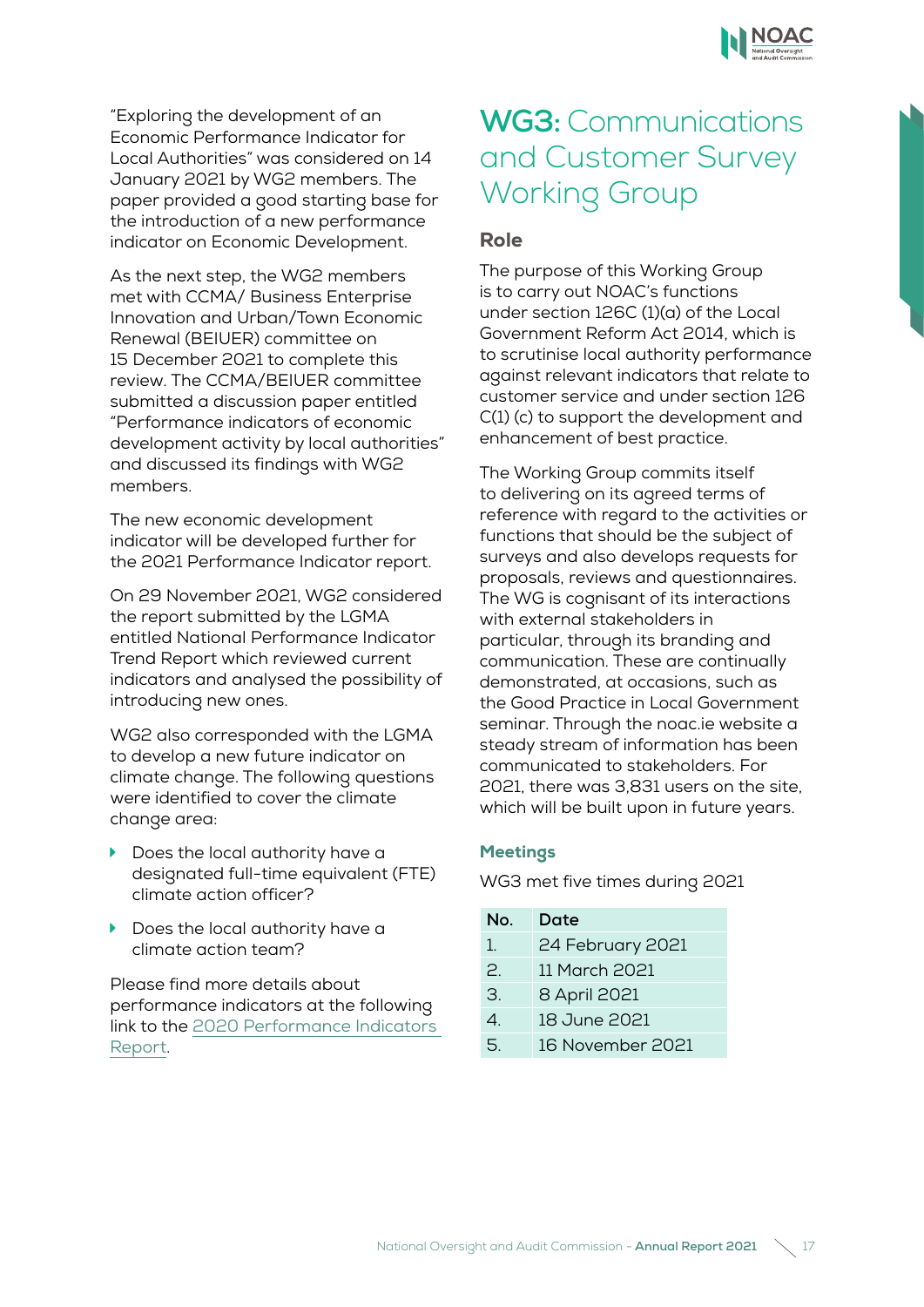"Exploring the development of an Economic Performance Indicator for Local Authorities" was considered on 14 January 2021 by WG2 members. The paper provided a good starting base for the introduction of a new performance indicator on Economic Development.

As the next step, the WG2 members met with CCMA/ Business Enterprise Innovation and Urban/Town Economic Renewal (BEIUER) committee on 15 December 2021 to complete this review. The CCMA/BEIUER committee submitted a discussion paper entitled "Performance indicators of economic development activity by local authorities" and discussed its findings with WG2 members.

The new economic development indicator will be developed further for the 2021 Performance Indicator report.

On 29 November 2021, WG2 considered the report submitted by the LGMA entitled National Performance Indicator Trend Report which reviewed current indicators and analysed the possibility of introducing new ones.

WG2 also corresponded with the LGMA to develop a new future indicator on climate change. The following questions were identified to cover the climate change area:

- Does the local authority have a designated full-time equivalent (FTE) climate action officer?
- Does the local authority have a climate action team?

Please find more details about performance indicators at the following link to the 2020 Performance Indicators Report.

## WG3: Communications and Customer Survey Working Group

### Role

The purpose of this Working Group is to carry out NOAC's functions under section 126C (1)(a) of the Local Government Reform Act 2014, which is to scrutinise local authority performance against relevant indicators that relate to customer service and under section 126 C(1) (c) to support the development and enhancement of best practice.

The Working Group commits itself to delivering on its agreed terms of reference with regard to the activities or functions that should be the subject of surveys and also develops requests for proposals, reviews and questionnaires. The WG is cognisant of its interactions with external stakeholders in particular, through its branding and communication. These are continually demonstrated, at occasions, such as the Good Practice in Local Government seminar. Through the noac.ie website a steady stream of information has been communicated to stakeholders. For 2021, there was 3,831 users on the site, which will be built upon in future years.

### Meetings

WG3 met five times during 2021

| No. | Date |
|---|---|
| 1. | 24 February 2021 |
| 2. | 11 March 2021 |
| 3. | 8 April 2021 |
| 4. | 18 June 2021 |
| 5. | 16 November 2021 |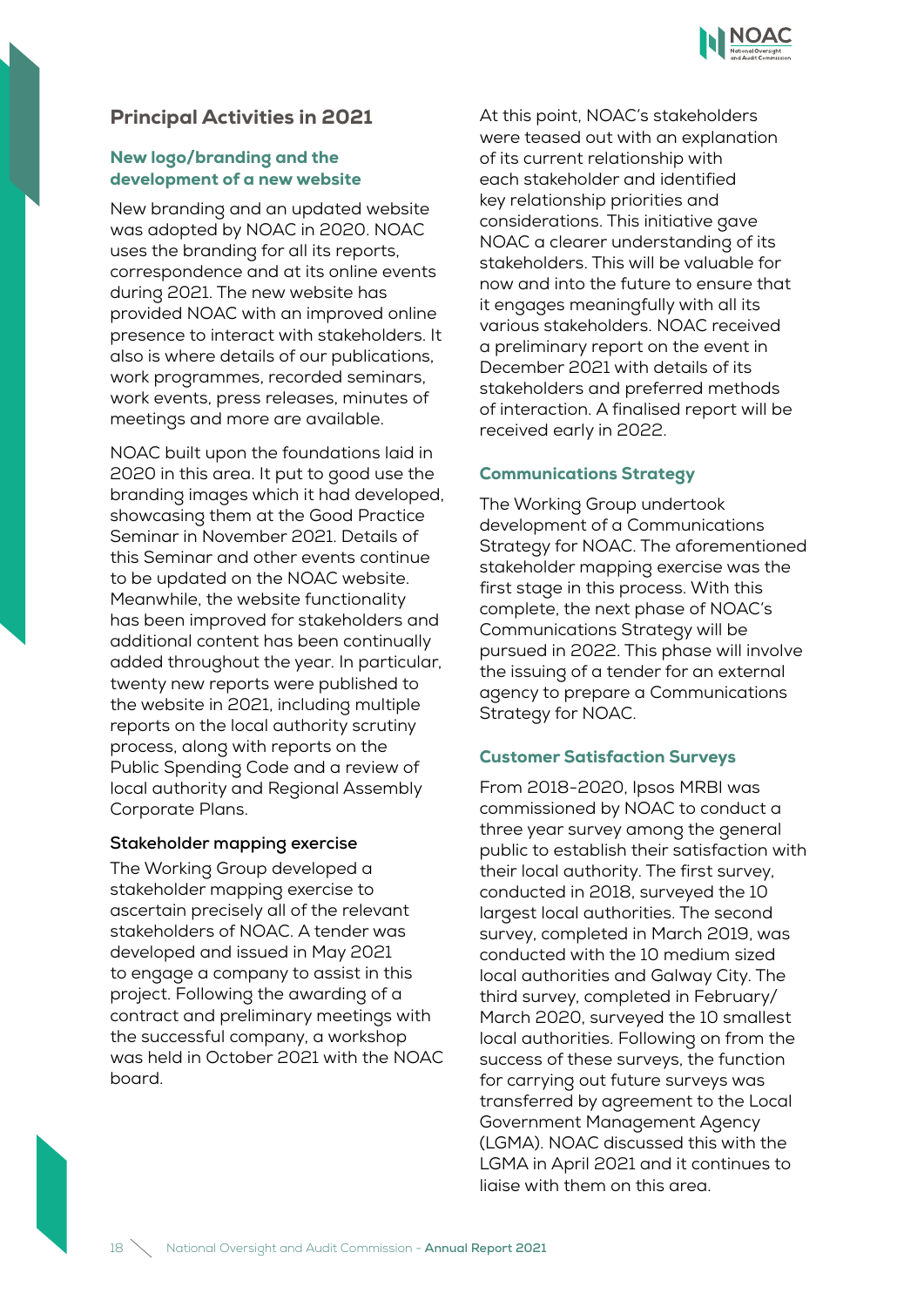## Principal Activities in 2021

### New logo/branding and the development of a new website

New branding and an updated website was adopted by NOAC in 2020. NOAC uses the branding for all its reports, correspondence and at its online events during 2021. The new website has provided NOAC with an improved online presence to interact with stakeholders. It also is where details of our publications, work programmes, recorded seminars, work events, press releases, minutes of meetings and more are available.

NOAC built upon the foundations laid in 2020 in this area. It put to good use the branding images which it had developed, showcasing them at the Good Practice Seminar in November 2021. Details of this Seminar and other events continue to be updated on the NOAC website. Meanwhile, the website functionality has been improved for stakeholders and additional content has been continually added throughout the year. In particular, twenty new reports were published to the website in 2021, including multiple reports on the local authority scrutiny process, along with reports on the Public Spending Code and a review of local authority and Regional Assembly Corporate Plans.

### Stakeholder mapping exercise

The Working Group developed a stakeholder mapping exercise to ascertain precisely all of the relevant stakeholders of NOAC. A tender was developed and issued in May 2021 to engage a company to assist in this project. Following the awarding of a contract and preliminary meetings with the successful company, a workshop was held in October 2021 with the NOAC board.

At this point, NOAC's stakeholders were teased out with an explanation of its current relationship with each stakeholder and identified key relationship priorities and considerations. This initiative gave NOAC a clearer understanding of its stakeholders. This will be valuable for now and into the future to ensure that it engages meaningfully with all its various stakeholders. NOAC received a preliminary report on the event in December 2021 with details of its stakeholders and preferred methods of interaction. A finalised report will be received early in 2022.

### Communications Strategy

The Working Group undertook development of a Communications Strategy for NOAC. The aforementioned stakeholder mapping exercise was the first stage in this process. With this complete, the next phase of NOAC's Communications Strategy will be pursued in 2022. This phase will involve the issuing of a tender for an external agency to prepare a Communications Strategy for NOAC.

### Customer Satisfaction Surveys

From 2018-2020, Ipsos MRBI was commissioned by NOAC to conduct a three year survey among the general public to establish their satisfaction with their local authority. The first survey, conducted in 2018, surveyed the 10 largest local authorities. The second survey, completed in March 2019, was conducted with the 10 medium sized local authorities and Galway City. The third survey, completed in February/March 2020, surveyed the 10 smallest local authorities. Following on from the success of these surveys, the function for carrying out future surveys was transferred by agreement to the Local Government Management Agency (LGMA). NOAC discussed this with the LGMA in April 2021 and it continues to liaise with them on this area.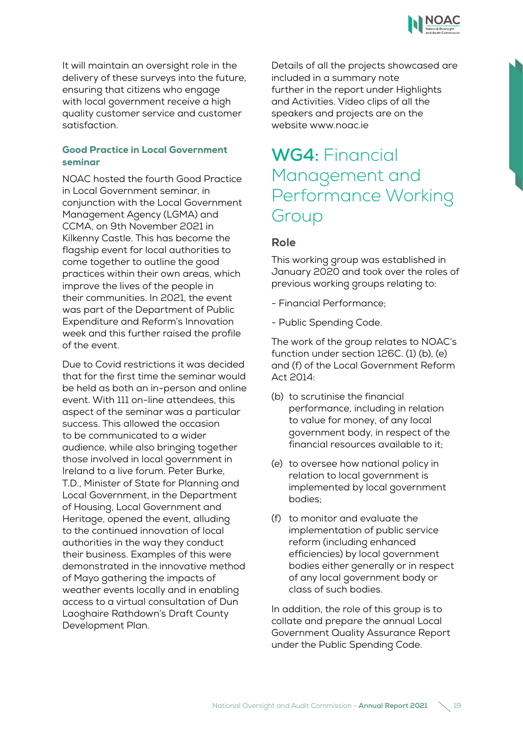It will maintain an oversight role in the delivery of these surveys into the future, ensuring that citizens who engage with local government receive a high quality customer service and customer satisfaction.

### Good Practice in Local Government seminar

NOAC hosted the fourth Good Practice in Local Government seminar, in conjunction with the Local Government Management Agency (LGMA) and CCMA, on 9th November 2021 in Kilkenny Castle. This has become the flagship event for local authorities to come together to outline the good practices within their own areas, which improve the lives of the people in their communities. In 2021, the event was part of the Department of Public Expenditure and Reform's Innovation week and this further raised the profile of the event.

Due to Covid restrictions it was decided that for the first time the seminar would be held as both an in-person and online event. With 111 on-line attendees, this aspect of the seminar was a particular success. This allowed the occasion to be communicated to a wider audience, while also bringing together those involved in local government in Ireland to a live forum. Peter Burke, T.D., Minister of State for Planning and Local Government, in the Department of Housing, Local Government and Heritage, opened the event, alluding to the continued innovation of local authorities in the way they conduct their business. Examples of this were demonstrated in the innovative method of Mayo gathering the impacts of weather events locally and in enabling access to a virtual consultation of Dun Laoghaire Rathdown's Draft County Development Plan.

Details of all the projects showcased are included in a summary note further in the report under Highlights and Activities. Video clips of all the speakers and projects are on the website www.noac.ie

## **WG4:** Financial Management and Performance Working Group

### Role

This working group was established in January 2020 and took over the roles of previous working groups relating to:

- Financial Performance;
- Public Spending Code.

The work of the group relates to NOAC's function under section 126C. (1) (b), (e) and (f) of the Local Government Reform Act 2014:

(b) to scrutinise the financial performance, including in relation to value for money, of any local government body, in respect of the financial resources available to it;

(e) to oversee how national policy in relation to local government is implemented by local government bodies;

(f) to monitor and evaluate the implementation of public service reform (including enhanced efficiencies) by local government bodies either generally or in respect of any local government body or class of such bodies.

In addition, the role of this group is to collate and prepare the annual Local Government Quality Assurance Report under the Public Spending Code.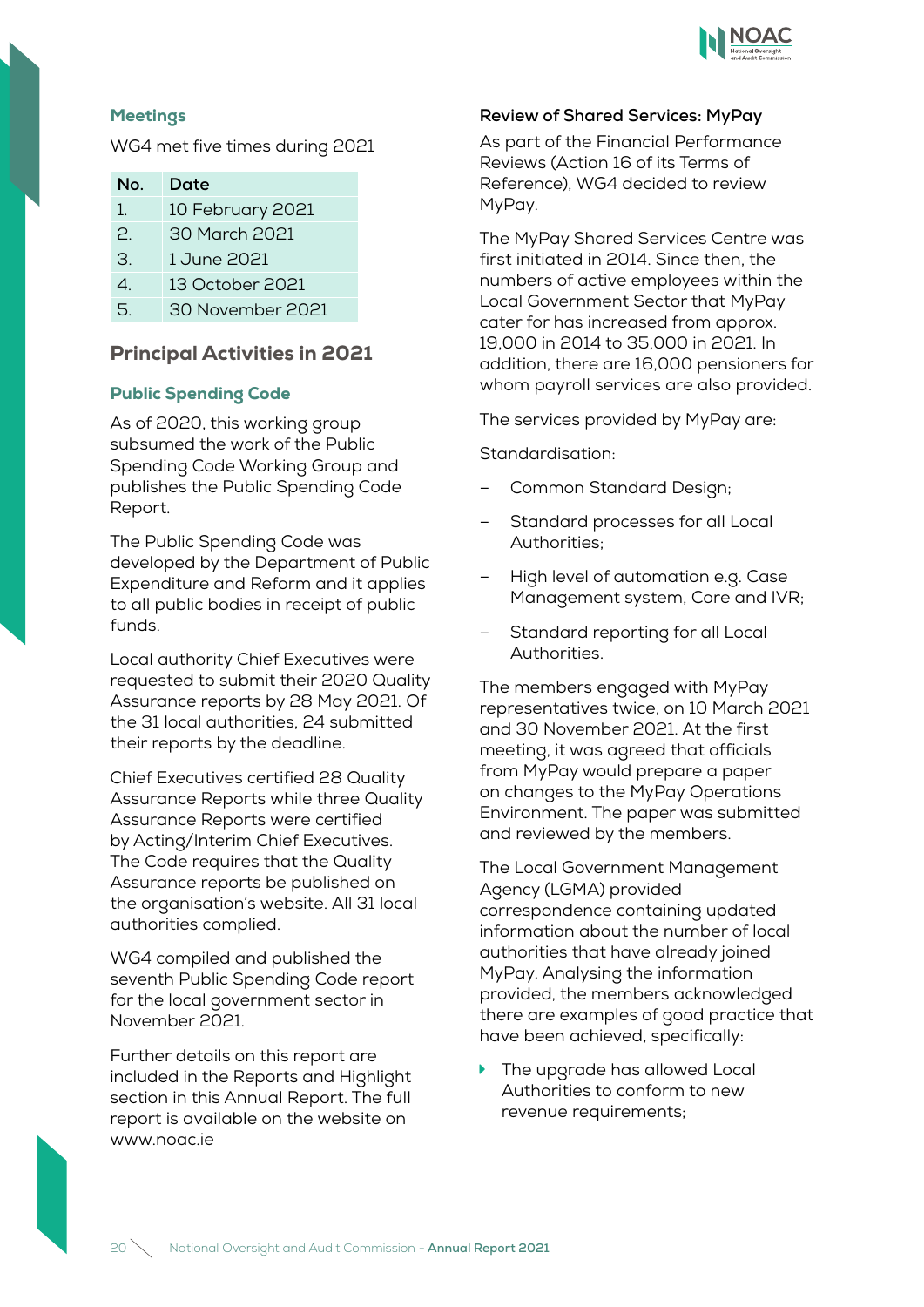### Meetings

WG4 met five times during 2021

| No. | Date |
|---|---|
| 1. | 10 February 2021 |
| 2. | 30 March 2021 |
| 3. | 1 June 2021 |
| 4. | 13 October 2021 |
| 5. | 30 November 2021 |

## Principal Activities in 2021

### Public Spending Code

As of 2020, this working group subsumed the work of the Public Spending Code Working Group and publishes the Public Spending Code Report.

The Public Spending Code was developed by the Department of Public Expenditure and Reform and it applies to all public bodies in receipt of public funds.

Local authority Chief Executives were requested to submit their 2020 Quality Assurance reports by 28 May 2021. Of the 31 local authorities, 24 submitted their reports by the deadline.

Chief Executives certified 28 Quality Assurance Reports while three Quality Assurance Reports were certified by Acting/Interim Chief Executives. The Code requires that the Quality Assurance reports be published on the organisation's website. All 31 local authorities complied.

WG4 compiled and published the seventh Public Spending Code report for the local government sector in November 2021.

Further details on this report are included in the Reports and Highlight section in this Annual Report. The full report is available on the website on www.noac.ie

### Review of Shared Services: MyPay

As part of the Financial Performance Reviews (Action 16 of its Terms of Reference), WG4 decided to review MyPay.

The MyPay Shared Services Centre was first initiated in 2014. Since then, the numbers of active employees within the Local Government Sector that MyPay cater for has increased from approx. 19,000 in 2014 to 35,000 in 2021. In addition, there are 16,000 pensioners for whom payroll services are also provided.

The services provided by MyPay are:

Standardisation:

- Common Standard Design;
- Standard processes for all Local Authorities;
- High level of automation e.g. Case Management system, Core and IVR;
- Standard reporting for all Local Authorities.

The members engaged with MyPay representatives twice, on 10 March 2021 and 30 November 2021. At the first meeting, it was agreed that officials from MyPay would prepare a paper on changes to the MyPay Operations Environment. The paper was submitted and reviewed by the members.

The Local Government Management Agency (LGMA) provided correspondence containing updated information about the number of local authorities that have already joined MyPay. Analysing the information provided, the members acknowledged there are examples of good practice that have been achieved, specifically:

- The upgrade has allowed Local Authorities to conform to new revenue requirements;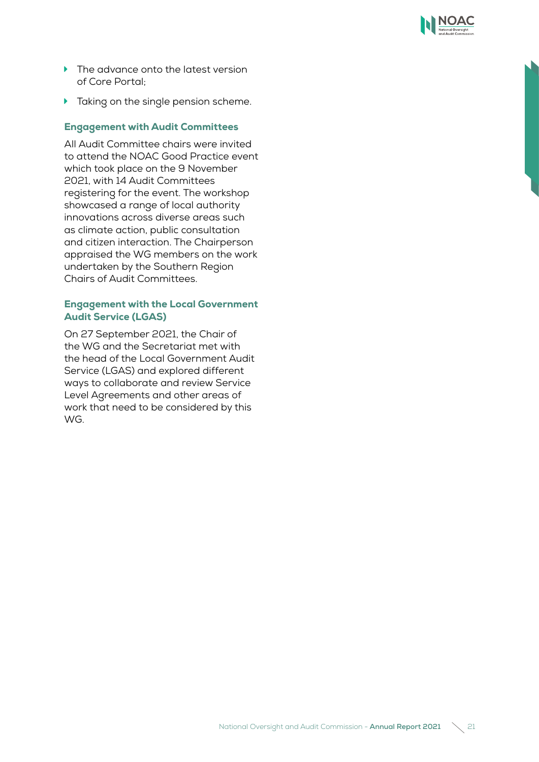- The advance onto the latest version of Core Portal;
- Taking on the single pension scheme.

### Engagement with Audit Committees

All Audit Committee chairs were invited to attend the NOAC Good Practice event which took place on the 9 November 2021, with 14 Audit Committees registering for the event. The workshop showcased a range of local authority innovations across diverse areas such as climate action, public consultation and citizen interaction. The Chairperson appraised the WG members on the work undertaken by the Southern Region Chairs of Audit Committees.

### Engagement with the Local Government Audit Service (LGAS)

On 27 September 2021, the Chair of the WG and the Secretariat met with the head of the Local Government Audit Service (LGAS) and explored different ways to collaborate and review Service Level Agreements and other areas of work that need to be considered by this WG.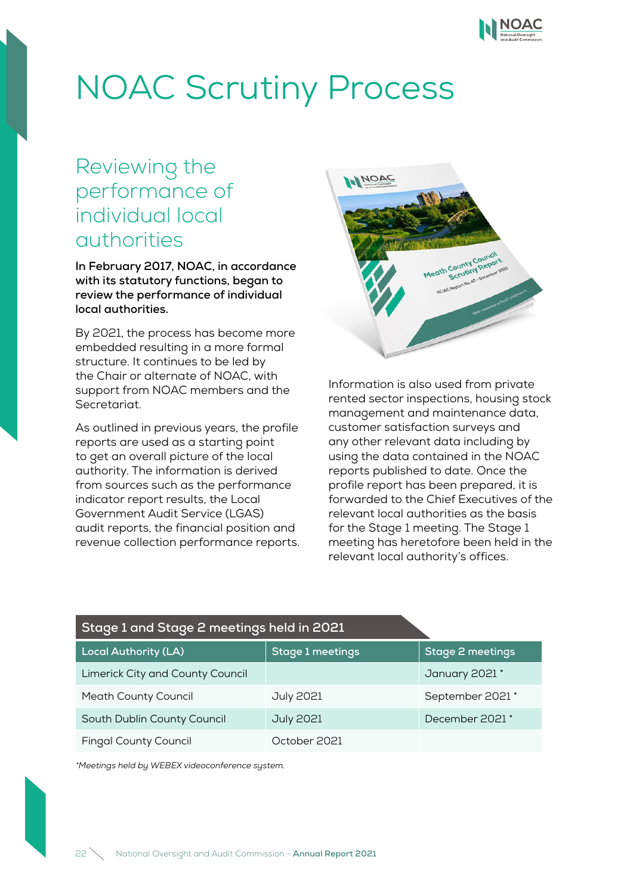# NOAC Scrutiny Process

## Reviewing the performance of individual local authorities

**In February 2017, NOAC, in accordance with its statutory functions, began to review the performance of individual local authorities.**

By 2021, the process has become more embedded resulting in a more formal structure. It continues to be led by the Chair or alternate of NOAC, with support from NOAC members and the Secretariat.

As outlined in previous years, the profile reports are used as a starting point to get an overall picture of the local authority. The information is derived from sources such as the performance indicator report results, the Local Government Audit Service (LGAS) audit reports, the financial position and revenue collection performance reports.

Information is also used from private rented sector inspections, housing stock management and maintenance data, customer satisfaction surveys and any other relevant data including by using the data contained in the NOAC reports published to date. Once the profile report has been prepared, it is forwarded to the Chief Executives of the relevant local authorities as the basis for the Stage 1 meeting. The Stage 1 meeting has heretofore been held in the relevant local authority's offices.

**Stage 1 and Stage 2 meetings held in 2021**

| Local Authority (LA) | Stage 1 meetings | Stage 2 meetings |
|---|---|---|
| Limerick City and County Council | | January 2021 * |
| Meath County Council | July 2021 | September 2021 * |
| South Dublin County Council | July 2021 | December 2021 * |
| Fingal County Council | October 2021 | |

*\*Meetings held by WEBEX videoconference system.*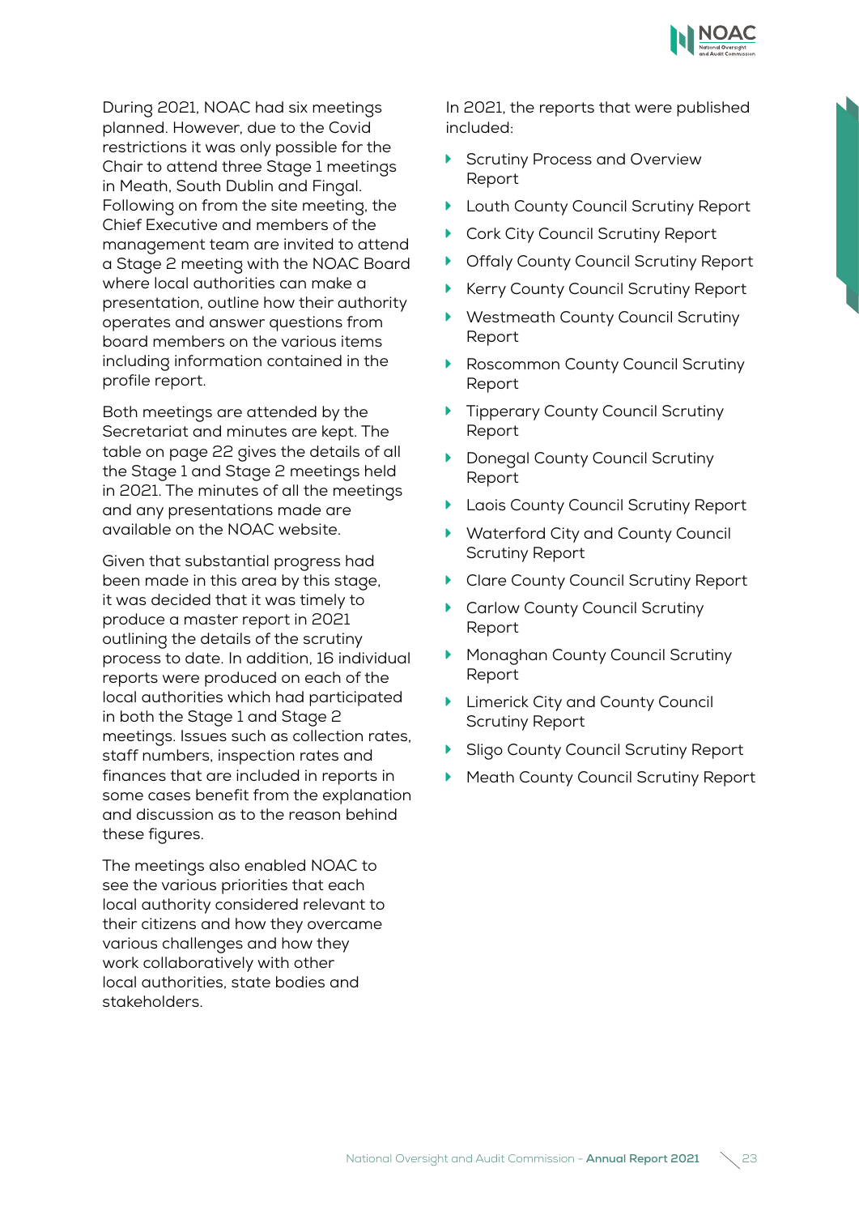During 2021, NOAC had six meetings planned. However, due to the Covid restrictions it was only possible for the Chair to attend three Stage 1 meetings in Meath, South Dublin and Fingal. Following on from the site meeting, the Chief Executive and members of the management team are invited to attend a Stage 2 meeting with the NOAC Board where local authorities can make a presentation, outline how their authority operates and answer questions from board members on the various items including information contained in the profile report.

Both meetings are attended by the Secretariat and minutes are kept. The table on page 22 gives the details of all the Stage 1 and Stage 2 meetings held in 2021. The minutes of all the meetings and any presentations made are available on the NOAC website.

Given that substantial progress had been made in this area by this stage, it was decided that it was timely to produce a master report in 2021 outlining the details of the scrutiny process to date. In addition, 16 individual reports were produced on each of the local authorities which had participated in both the Stage 1 and Stage 2 meetings. Issues such as collection rates, staff numbers, inspection rates and finances that are included in reports in some cases benefit from the explanation and discussion as to the reason behind these figures.

The meetings also enabled NOAC to see the various priorities that each local authority considered relevant to their citizens and how they overcame various challenges and how they work collaboratively with other local authorities, state bodies and stakeholders.

In 2021, the reports that were published included:

- Scrutiny Process and Overview Report
- Louth County Council Scrutiny Report
- Cork City Council Scrutiny Report
- Offaly County Council Scrutiny Report
- Kerry County Council Scrutiny Report
- Westmeath County Council Scrutiny Report
- Roscommon County Council Scrutiny Report
- Tipperary County Council Scrutiny Report
- Donegal County Council Scrutiny Report
- Laois County Council Scrutiny Report
- Waterford City and County Council Scrutiny Report
- Clare County Council Scrutiny Report
- Carlow County Council Scrutiny Report
- Monaghan County Council Scrutiny Report
- Limerick City and County Council Scrutiny Report
- Sligo County Council Scrutiny Report
- Meath County Council Scrutiny Report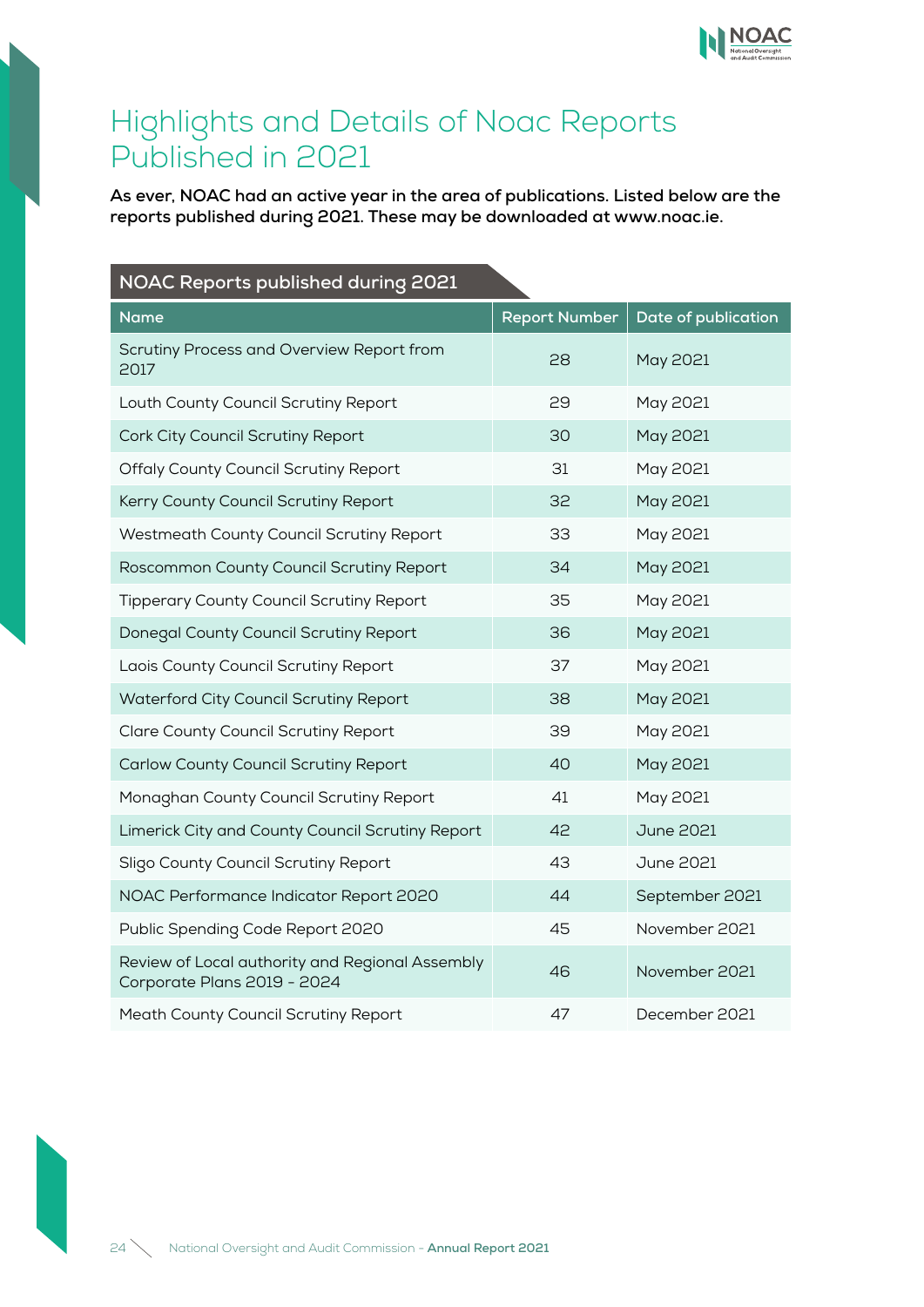# Highlights and Details of Noac Reports Published in 2021

**As ever, NOAC had an active year in the area of publications. Listed below are the reports published during 2021. These may be downloaded at www.noac.ie.**

**NOAC Reports published during 2021**

| Name | Report Number | Date of publication |
|---|---|---|
| Scrutiny Process and Overview Report from 2017 | 28 | May 2021 |
| Louth County Council Scrutiny Report | 29 | May 2021 |
| Cork City Council Scrutiny Report | 30 | May 2021 |
| Offaly County Council Scrutiny Report | 31 | May 2021 |
| Kerry County Council Scrutiny Report | 32 | May 2021 |
| Westmeath County Council Scrutiny Report | 33 | May 2021 |
| Roscommon County Council Scrutiny Report | 34 | May 2021 |
| Tipperary County Council Scrutiny Report | 35 | May 2021 |
| Donegal County Council Scrutiny Report | 36 | May 2021 |
| Laois County Council Scrutiny Report | 37 | May 2021 |
| Waterford City Council Scrutiny Report | 38 | May 2021 |
| Clare County Council Scrutiny Report | 39 | May 2021 |
| Carlow County Council Scrutiny Report | 40 | May 2021 |
| Monaghan County Council Scrutiny Report | 41 | May 2021 |
| Limerick City and County Council Scrutiny Report | 42 | June 2021 |
| Sligo County Council Scrutiny Report | 43 | June 2021 |
| NOAC Performance Indicator Report 2020 | 44 | September 2021 |
| Public Spending Code Report 2020 | 45 | November 2021 |
| Review of Local authority and Regional Assembly Corporate Plans 2019 - 2024 | 46 | November 2021 |
| Meath County Council Scrutiny Report | 47 | December 2021 |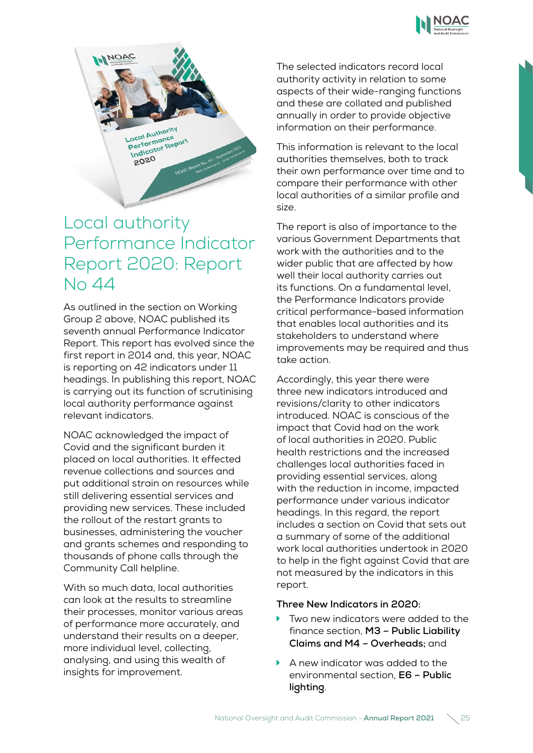# Local authority Performance Indicator Report 2020: Report No 44

As outlined in the section on Working Group 2 above, NOAC published its seventh annual Performance Indicator Report. This report has evolved since the first report in 2014 and, this year, NOAC is reporting on 42 indicators under 11 headings. In publishing this report, NOAC is carrying out its function of scrutinising local authority performance against relevant indicators.

NOAC acknowledged the impact of Covid and the significant burden it placed on local authorities. It effected revenue collections and sources and put additional strain on resources while still delivering essential services and providing new services. These included the rollout of the restart grants to businesses, administering the voucher and grants schemes and responding to thousands of phone calls through the Community Call helpline.

With so much data, local authorities can look at the results to streamline their processes, monitor various areas of performance more accurately, and understand their results on a deeper, more individual level, collecting, analysing, and using this wealth of insights for improvement.

The selected indicators record local authority activity in relation to some aspects of their wide-ranging functions and these are collated and published annually in order to provide objective information on their performance.

This information is relevant to the local authorities themselves, both to track their own performance over time and to compare their performance with other local authorities of a similar profile and size.

The report is also of importance to the various Government Departments that work with the authorities and to the wider public that are affected by how well their local authority carries out its functions. On a fundamental level, the Performance Indicators provide critical performance-based information that enables local authorities and its stakeholders to understand where improvements may be required and thus take action.

Accordingly, this year there were three new indicators introduced and revisions/clarity to other indicators introduced. NOAC is conscious of the impact that Covid had on the work of local authorities in 2020. Public health restrictions and the increased challenges local authorities faced in providing essential services, along with the reduction in income, impacted performance under various indicator headings. In this regard, the report includes a section on Covid that sets out a summary of some of the additional work local authorities undertook in 2020 to help in the fight against Covid that are not measured by the indicators in this report.

**Three New Indicators in 2020:**

- Two new indicators were added to the finance section, **M3 – Public Liability Claims and M4 – Overheads;** and
- A new indicator was added to the environmental section, **E6 – Public lighting**.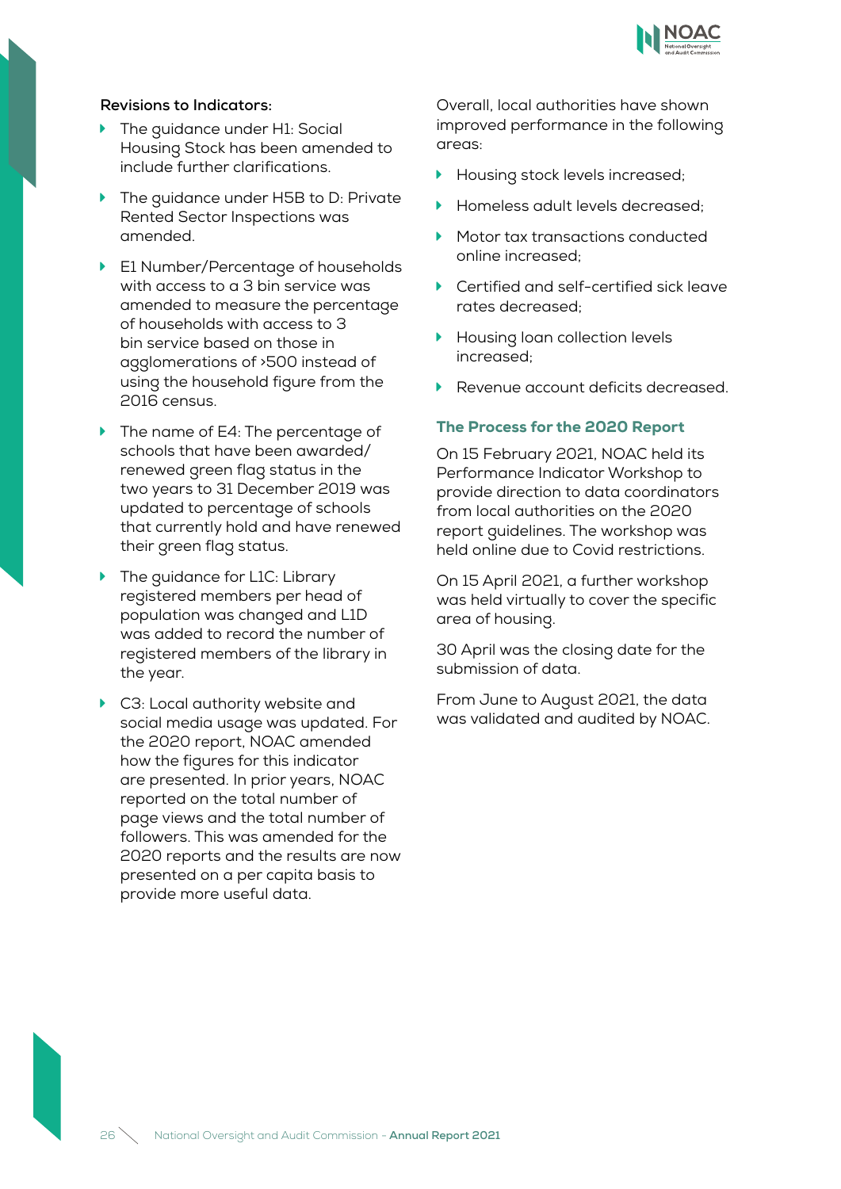**Revisions to Indicators:**

- The guidance under H1: Social Housing Stock has been amended to include further clarifications.
- The guidance under H5B to D: Private Rented Sector Inspections was amended.
- E1 Number/Percentage of households with access to a 3 bin service was amended to measure the percentage of households with access to 3 bin service based on those in agglomerations of >500 instead of using the household figure from the 2016 census.
- The name of E4: The percentage of schools that have been awarded/ renewed green flag status in the two years to 31 December 2019 was updated to percentage of schools that currently hold and have renewed their green flag status.
- The guidance for L1C: Library registered members per head of population was changed and L1D was added to record the number of registered members of the library in the year.
- C3: Local authority website and social media usage was updated. For the 2020 report, NOAC amended how the figures for this indicator are presented. In prior years, NOAC reported on the total number of page views and the total number of followers. This was amended for the 2020 reports and the results are now presented on a per capita basis to provide more useful data.

Overall, local authorities have shown improved performance in the following areas:

- Housing stock levels increased;
- Homeless adult levels decreased;
- Motor tax transactions conducted online increased;
- Certified and self-certified sick leave rates decreased;
- Housing loan collection levels increased;
- Revenue account deficits decreased.

### The Process for the 2020 Report

On 15 February 2021, NOAC held its Performance Indicator Workshop to provide direction to data coordinators from local authorities on the 2020 report guidelines. The workshop was held online due to Covid restrictions.

On 15 April 2021, a further workshop was held virtually to cover the specific area of housing.

30 April was the closing date for the submission of data.

From June to August 2021, the data was validated and audited by NOAC.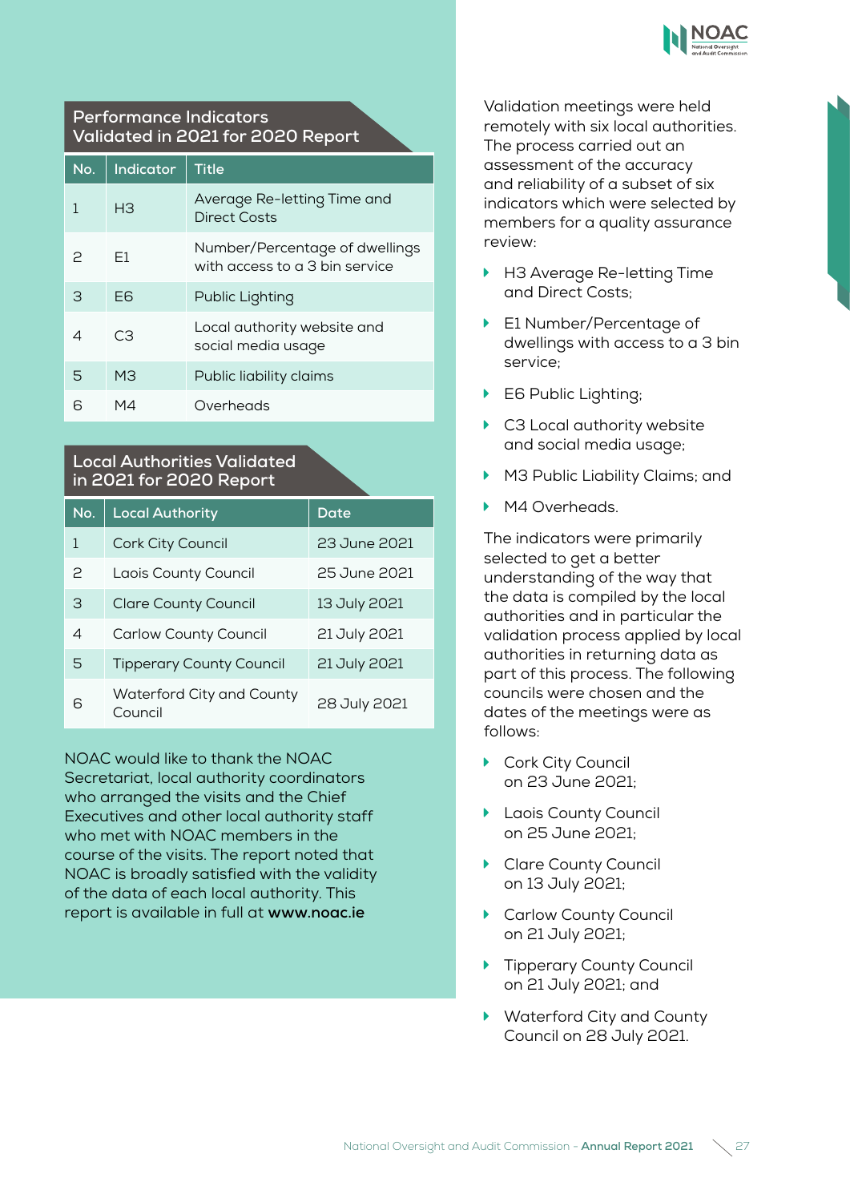## Performance Indicators Validated in 2021 for 2020 Report

| No. | Indicator | Title |
|---|---|---|
| 1 | H3 | Average Re-letting Time and Direct Costs |
| 2 | E1 | Number/Percentage of dwellings with access to a 3 bin service |
| 3 | E6 | Public Lighting |
| 4 | C3 | Local authority website and social media usage |
| 5 | M3 | Public liability claims |
| 6 | M4 | Overheads |

## Local Authorities Validated in 2021 for 2020 Report

| No. | Local Authority | Date |
|---|---|---|
| 1 | Cork City Council | 23 June 2021 |
| 2 | Laois County Council | 25 June 2021 |
| 3 | Clare County Council | 13 July 2021 |
| 4 | Carlow County Council | 21 July 2021 |
| 5 | Tipperary County Council | 21 July 2021 |
| 6 | Waterford City and County Council | 28 July 2021 |

NOAC would like to thank the NOAC Secretariat, local authority coordinators who arranged the visits and the Chief Executives and other local authority staff who met with NOAC members in the course of the visits. The report noted that NOAC is broadly satisfied with the validity of the data of each local authority. This report is available in full at **www.noac.ie**

Validation meetings were held remotely with six local authorities. The process carried out an assessment of the accuracy and reliability of a subset of six indicators which were selected by members for a quality assurance review:

- H3 Average Re-letting Time and Direct Costs;
- E1 Number/Percentage of dwellings with access to a 3 bin service;
- E6 Public Lighting;
- C3 Local authority website and social media usage;
- M3 Public Liability Claims; and
- M4 Overheads.

The indicators were primarily selected to get a better understanding of the way that the data is compiled by the local authorities and in particular the validation process applied by local authorities in returning data as part of this process. The following councils were chosen and the dates of the meetings were as follows:

- Cork City Council on 23 June 2021;
- Laois County Council on 25 June 2021;
- Clare County Council on 13 July 2021;
- Carlow County Council on 21 July 2021;
- Tipperary County Council on 21 July 2021; and
- Waterford City and County Council on 28 July 2021.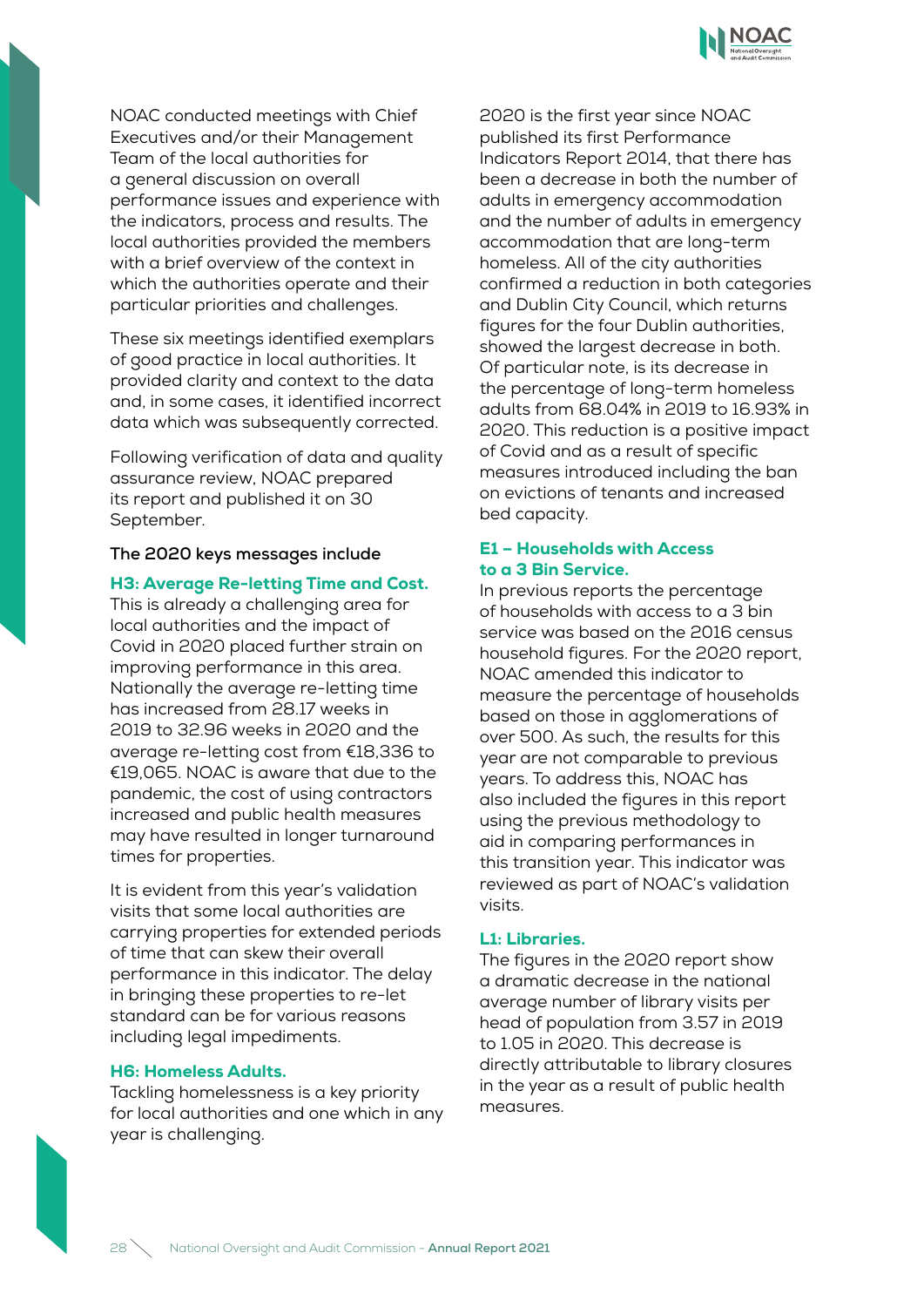NOAC conducted meetings with Chief Executives and/or their Management Team of the local authorities for a general discussion on overall performance issues and experience with the indicators, process and results. The local authorities provided the members with a brief overview of the context in which the authorities operate and their particular priorities and challenges.

These six meetings identified exemplars of good practice in local authorities. It provided clarity and context to the data and, in some cases, it identified incorrect data which was subsequently corrected.

Following verification of data and quality assurance review, NOAC prepared its report and published it on 30 September.

**The 2020 keys messages include**

**H3: Average Re-letting Time and Cost.**
This is already a challenging area for local authorities and the impact of Covid in 2020 placed further strain on improving performance in this area. Nationally the average re-letting time has increased from 28.17 weeks in 2019 to 32.96 weeks in 2020 and the average re-letting cost from €18,336 to €19,065. NOAC is aware that due to the pandemic, the cost of using contractors increased and public health measures may have resulted in longer turnaround times for properties.

It is evident from this year's validation visits that some local authorities are carrying properties for extended periods of time that can skew their overall performance in this indicator. The delay in bringing these properties to re-let standard can be for various reasons including legal impediments.

**H6: Homeless Adults.**
Tackling homelessness is a key priority for local authorities and one which in any year is challenging.

2020 is the first year since NOAC published its first Performance Indicators Report 2014, that there has been a decrease in both the number of adults in emergency accommodation and the number of adults in emergency accommodation that are long-term homeless. All of the city authorities confirmed a reduction in both categories and Dublin City Council, which returns figures for the four Dublin authorities, showed the largest decrease in both. Of particular note, is its decrease in the percentage of long-term homeless adults from 68.04% in 2019 to 16.93% in 2020. This reduction is a positive impact of Covid and as a result of specific measures introduced including the ban on evictions of tenants and increased bed capacity.

**E1 – Households with Access to a 3 Bin Service.**
In previous reports the percentage of households with access to a 3 bin service was based on the 2016 census household figures. For the 2020 report, NOAC amended this indicator to measure the percentage of households based on those in agglomerations of over 500. As such, the results for this year are not comparable to previous years. To address this, NOAC has also included the figures in this report using the previous methodology to aid in comparing performances in this transition year. This indicator was reviewed as part of NOAC's validation visits.

**L1: Libraries.**
The figures in the 2020 report show a dramatic decrease in the national average number of library visits per head of population from 3.57 in 2019 to 1.05 in 2020. This decrease is directly attributable to library closures in the year as a result of public health measures.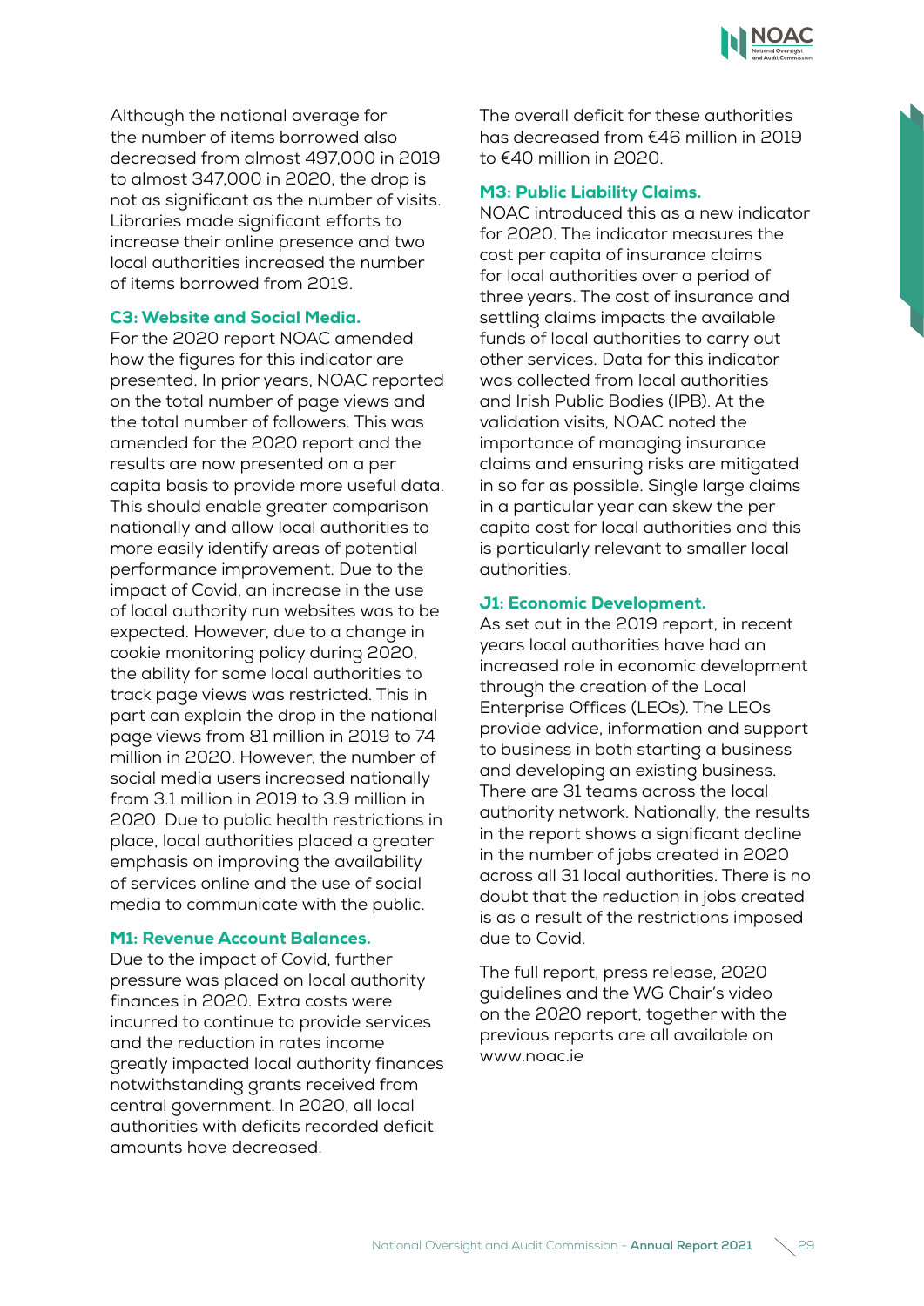Although the national average for the number of items borrowed also decreased from almost 497,000 in 2019 to almost 347,000 in 2020, the drop is not as significant as the number of visits. Libraries made significant efforts to increase their online presence and two local authorities increased the number of items borrowed from 2019.

### C3: Website and Social Media.

For the 2020 report NOAC amended how the figures for this indicator are presented. In prior years, NOAC reported on the total number of page views and the total number of followers. This was amended for the 2020 report and the results are now presented on a per capita basis to provide more useful data. This should enable greater comparison nationally and allow local authorities to more easily identify areas of potential performance improvement. Due to the impact of Covid, an increase in the use of local authority run websites was to be expected. However, due to a change in cookie monitoring policy during 2020, the ability for some local authorities to track page views was restricted. This in part can explain the drop in the national page views from 81 million in 2019 to 74 million in 2020. However, the number of social media users increased nationally from 3.1 million in 2019 to 3.9 million in 2020. Due to public health restrictions in place, local authorities placed a greater emphasis on improving the availability of services online and the use of social media to communicate with the public.

### M1: Revenue Account Balances.

Due to the impact of Covid, further pressure was placed on local authority finances in 2020. Extra costs were incurred to continue to provide services and the reduction in rates income greatly impacted local authority finances notwithstanding grants received from central government. In 2020, all local authorities with deficits recorded deficit amounts have decreased.

The overall deficit for these authorities has decreased from €46 million in 2019 to €40 million in 2020.

### M3: Public Liability Claims.

NOAC introduced this as a new indicator for 2020. The indicator measures the cost per capita of insurance claims for local authorities over a period of three years. The cost of insurance and settling claims impacts the available funds of local authorities to carry out other services. Data for this indicator was collected from local authorities and Irish Public Bodies (IPB). At the validation visits, NOAC noted the importance of managing insurance claims and ensuring risks are mitigated in so far as possible. Single large claims in a particular year can skew the per capita cost for local authorities and this is particularly relevant to smaller local authorities.

### J1: Economic Development.

As set out in the 2019 report, in recent years local authorities have had an increased role in economic development through the creation of the Local Enterprise Offices (LEOs). The LEOs provide advice, information and support to business in both starting a business and developing an existing business. There are 31 teams across the local authority network. Nationally, the results in the report shows a significant decline in the number of jobs created in 2020 across all 31 local authorities. There is no doubt that the reduction in jobs created is as a result of the restrictions imposed due to Covid.

The full report, press release, 2020 guidelines and the WG Chair's video on the 2020 report, together with the previous reports are all available on www.noac.ie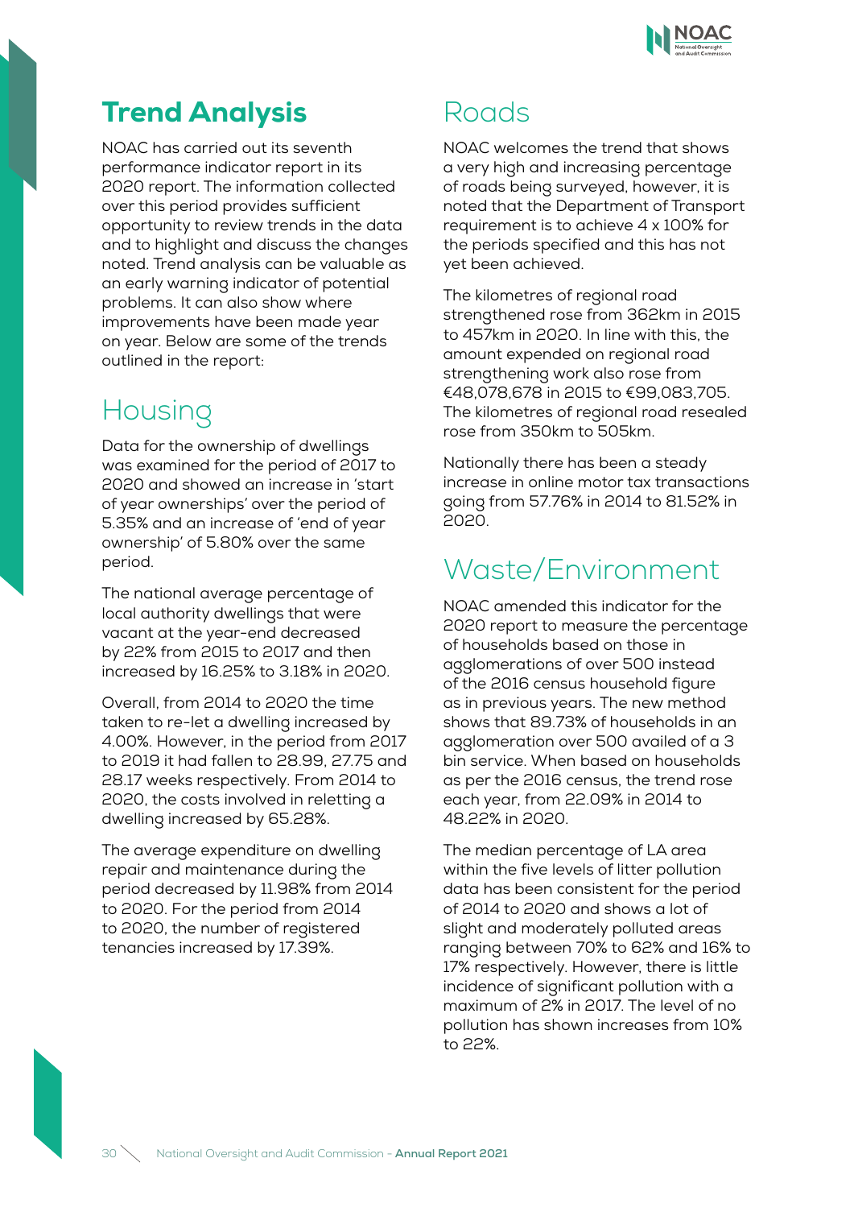## Trend Analysis

NOAC has carried out its seventh performance indicator report in its 2020 report. The information collected over this period provides sufficient opportunity to review trends in the data and to highlight and discuss the changes noted. Trend analysis can be valuable as an early warning indicator of potential problems. It can also show where improvements have been made year on year. Below are some of the trends outlined in the report:

## Housing

Data for the ownership of dwellings was examined for the period of 2017 to 2020 and showed an increase in 'start of year ownerships' over the period of 5.35% and an increase of 'end of year ownership' of 5.80% over the same period.

The national average percentage of local authority dwellings that were vacant at the year-end decreased by 22% from 2015 to 2017 and then increased by 16.25% to 3.18% in 2020.

Overall, from 2014 to 2020 the time taken to re-let a dwelling increased by 4.00%. However, in the period from 2017 to 2019 it had fallen to 28.99, 27.75 and 28.17 weeks respectively. From 2014 to 2020, the costs involved in reletting a dwelling increased by 65.28%.

The average expenditure on dwelling repair and maintenance during the period decreased by 11.98% from 2014 to 2020. For the period from 2014 to 2020, the number of registered tenancies increased by 17.39%.

## Roads

NOAC welcomes the trend that shows a very high and increasing percentage of roads being surveyed, however, it is noted that the Department of Transport requirement is to achieve 4 x 100% for the periods specified and this has not yet been achieved.

The kilometres of regional road strengthened rose from 362km in 2015 to 457km in 2020. In line with this, the amount expended on regional road strengthening work also rose from €48,078,678 in 2015 to €99,083,705. The kilometres of regional road resealed rose from 350km to 505km.

Nationally there has been a steady increase in online motor tax transactions going from 57.76% in 2014 to 81.52% in 2020.

## Waste/Environment

NOAC amended this indicator for the 2020 report to measure the percentage of households based on those in agglomerations of over 500 instead of the 2016 census household figure as in previous years. The new method shows that 89.73% of households in an agglomeration over 500 availed of a 3 bin service. When based on households as per the 2016 census, the trend rose each year, from 22.09% in 2014 to 48.22% in 2020.

The median percentage of LA area within the five levels of litter pollution data has been consistent for the period of 2014 to 2020 and shows a lot of slight and moderately polluted areas ranging between 70% to 62% and 16% to 17% respectively. However, there is little incidence of significant pollution with a maximum of 2% in 2017. The level of no pollution has shown increases from 10% to 22%.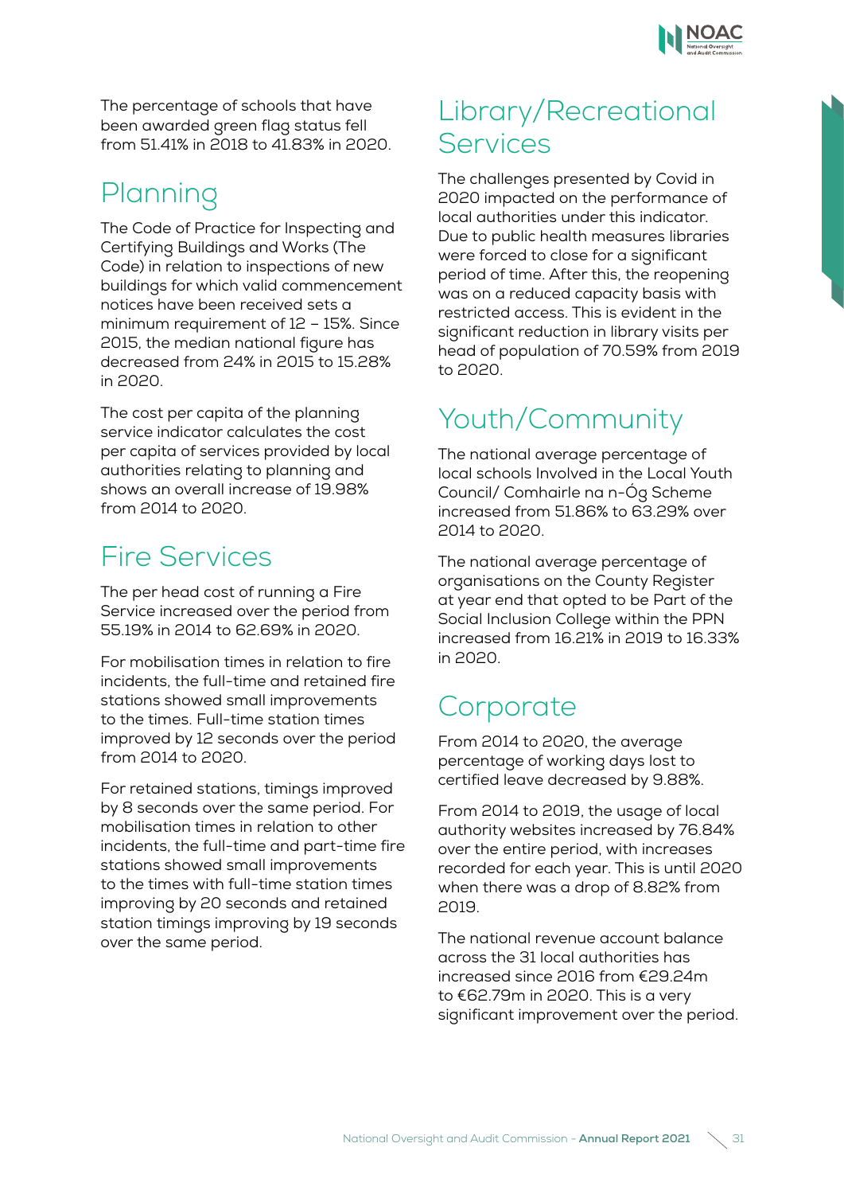The percentage of schools that have been awarded green flag status fell from 51.41% in 2018 to 41.83% in 2020.

## Planning

The Code of Practice for Inspecting and Certifying Buildings and Works (The Code) in relation to inspections of new buildings for which valid commencement notices have been received sets a minimum requirement of 12 – 15%. Since 2015, the median national figure has decreased from 24% in 2015 to 15.28% in 2020.

The cost per capita of the planning service indicator calculates the cost per capita of services provided by local authorities relating to planning and shows an overall increase of 19.98% from 2014 to 2020.

## Fire Services

The per head cost of running a Fire Service increased over the period from 55.19% in 2014 to 62.69% in 2020.

For mobilisation times in relation to fire incidents, the full-time and retained fire stations showed small improvements to the times. Full-time station times improved by 12 seconds over the period from 2014 to 2020.

For retained stations, timings improved by 8 seconds over the same period. For mobilisation times in relation to other incidents, the full-time and part-time fire stations showed small improvements to the times with full-time station times improving by 20 seconds and retained station timings improving by 19 seconds over the same period.

## Library/Recreational Services

The challenges presented by Covid in 2020 impacted on the performance of local authorities under this indicator. Due to public health measures libraries were forced to close for a significant period of time. After this, the reopening was on a reduced capacity basis with restricted access. This is evident in the significant reduction in library visits per head of population of 70.59% from 2019 to 2020.

## Youth/Community

The national average percentage of local schools Involved in the Local Youth Council/ Comhairle na n-Óg Scheme increased from 51.86% to 63.29% over 2014 to 2020.

The national average percentage of organisations on the County Register at year end that opted to be Part of the Social Inclusion College within the PPN increased from 16.21% in 2019 to 16.33% in 2020.

## Corporate

From 2014 to 2020, the average percentage of working days lost to certified leave decreased by 9.88%.

From 2014 to 2019, the usage of local authority websites increased by 76.84% over the entire period, with increases recorded for each year. This is until 2020 when there was a drop of 8.82% from 2019.

The national revenue account balance across the 31 local authorities has increased since 2016 from €29.24m to €62.79m in 2020. This is a very significant improvement over the period.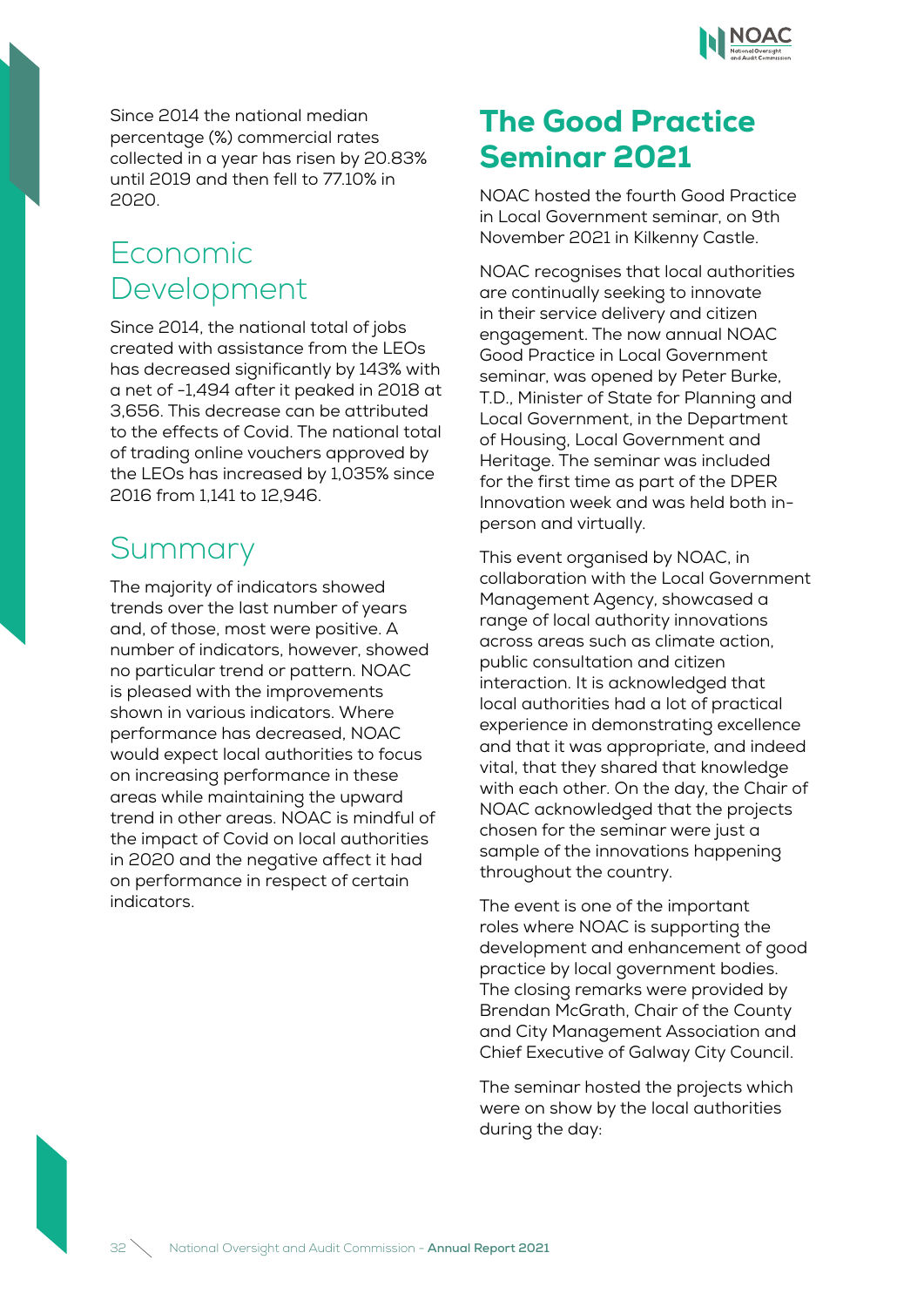Since 2014 the national median percentage (%) commercial rates collected in a year has risen by 20.83% until 2019 and then fell to 77.10% in 2020.

## Economic Development

Since 2014, the national total of jobs created with assistance from the LEOs has decreased significantly by 143% with a net of -1,494 after it peaked in 2018 at 3,656. This decrease can be attributed to the effects of Covid. The national total of trading online vouchers approved by the LEOs has increased by 1,035% since 2016 from 1,141 to 12,946.

## Summary

The majority of indicators showed trends over the last number of years and, of those, most were positive. A number of indicators, however, showed no particular trend or pattern. NOAC is pleased with the improvements shown in various indicators. Where performance has decreased, NOAC would expect local authorities to focus on increasing performance in these areas while maintaining the upward trend in other areas. NOAC is mindful of the impact of Covid on local authorities in 2020 and the negative affect it had on performance in respect of certain indicators.

# The Good Practice Seminar 2021

NOAC hosted the fourth Good Practice in Local Government seminar, on 9th November 2021 in Kilkenny Castle.

NOAC recognises that local authorities are continually seeking to innovate in their service delivery and citizen engagement. The now annual NOAC Good Practice in Local Government seminar, was opened by Peter Burke, T.D., Minister of State for Planning and Local Government, in the Department of Housing, Local Government and Heritage. The seminar was included for the first time as part of the DPER Innovation week and was held both in-person and virtually.

This event organised by NOAC, in collaboration with the Local Government Management Agency, showcased a range of local authority innovations across areas such as climate action, public consultation and citizen interaction. It is acknowledged that local authorities had a lot of practical experience in demonstrating excellence and that it was appropriate, and indeed vital, that they shared that knowledge with each other. On the day, the Chair of NOAC acknowledged that the projects chosen for the seminar were just a sample of the innovations happening throughout the country.

The event is one of the important roles where NOAC is supporting the development and enhancement of good practice by local government bodies. The closing remarks were provided by Brendan McGrath, Chair of the County and City Management Association and Chief Executive of Galway City Council.

The seminar hosted the projects which were on show by the local authorities during the day: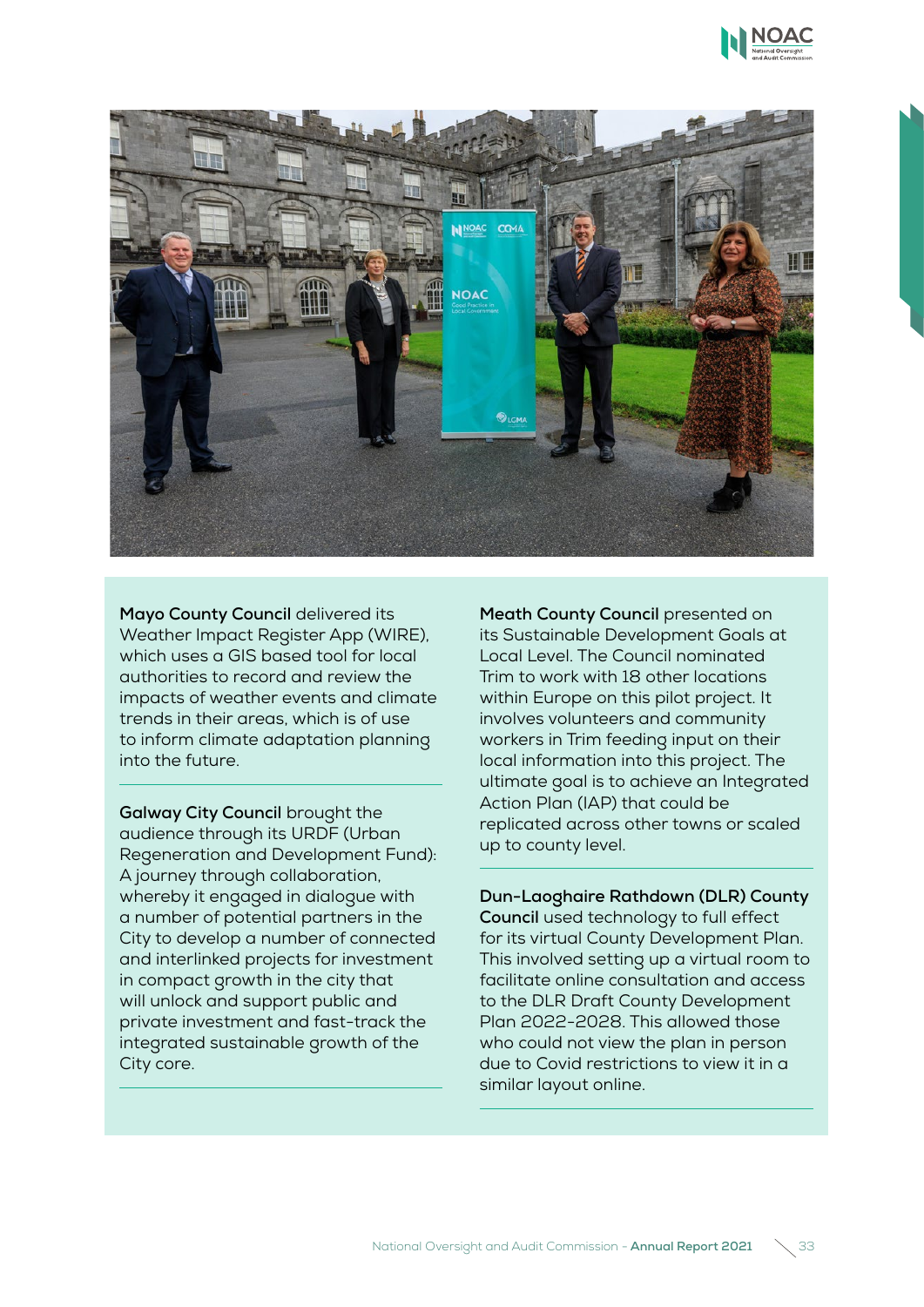**Mayo County Council** delivered its Weather Impact Register App (WIRE), which uses a GIS based tool for local authorities to record and review the impacts of weather events and climate trends in their areas, which is of use to inform climate adaptation planning into the future.

**Galway City Council** brought the audience through its URDF (Urban Regeneration and Development Fund): A journey through collaboration, whereby it engaged in dialogue with a number of potential partners in the City to develop a number of connected and interlinked projects for investment in compact growth in the city that will unlock and support public and private investment and fast-track the integrated sustainable growth of the City core.

**Meath County Council** presented on its Sustainable Development Goals at Local Level. The Council nominated Trim to work with 18 other locations within Europe on this pilot project. It involves volunteers and community workers in Trim feeding input on their local information into this project. The ultimate goal is to achieve an Integrated Action Plan (IAP) that could be replicated across other towns or scaled up to county level.

**Dun-Laoghaire Rathdown (DLR) County Council** used technology to full effect for its virtual County Development Plan. This involved setting up a virtual room to facilitate online consultation and access to the DLR Draft County Development Plan 2022-2028. This allowed those who could not view the plan in person due to Covid restrictions to view it in a similar layout online.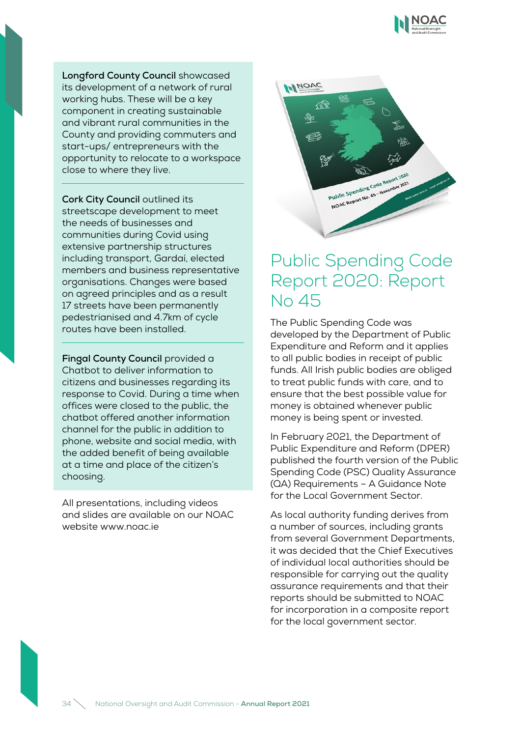**Longford County Council** showcased its development of a network of rural working hubs. These will be a key component in creating sustainable and vibrant rural communities in the County and providing commuters and start-ups/ entrepreneurs with the opportunity to relocate to a workspace close to where they live.

---

**Cork City Council** outlined its streetscape development to meet the needs of businesses and communities during Covid using extensive partnership structures including transport, Gardaí, elected members and business representative organisations. Changes were based on agreed principles and as a result 17 streets have been permanently pedestrianised and 4.7km of cycle routes have been installed.

---

**Fingal County Council** provided a Chatbot to deliver information to citizens and businesses regarding its response to Covid. During a time when offices were closed to the public, the chatbot offered another information channel for the public in addition to phone, website and social media, with the added benefit of being available at a time and place of the citizen's choosing.

All presentations, including videos and slides are available on our NOAC website www.noac.ie

# Public Spending Code Report 2020: Report No 45

The Public Spending Code was developed by the Department of Public Expenditure and Reform and it applies to all public bodies in receipt of public funds. All Irish public bodies are obliged to treat public funds with care, and to ensure that the best possible value for money is obtained whenever public money is being spent or invested.

In February 2021, the Department of Public Expenditure and Reform (DPER) published the fourth version of the Public Spending Code (PSC) Quality Assurance (QA) Requirements – A Guidance Note for the Local Government Sector.

As local authority funding derives from a number of sources, including grants from several Government Departments, it was decided that the Chief Executives of individual local authorities should be responsible for carrying out the quality assurance requirements and that their reports should be submitted to NOAC for incorporation in a composite report for the local government sector.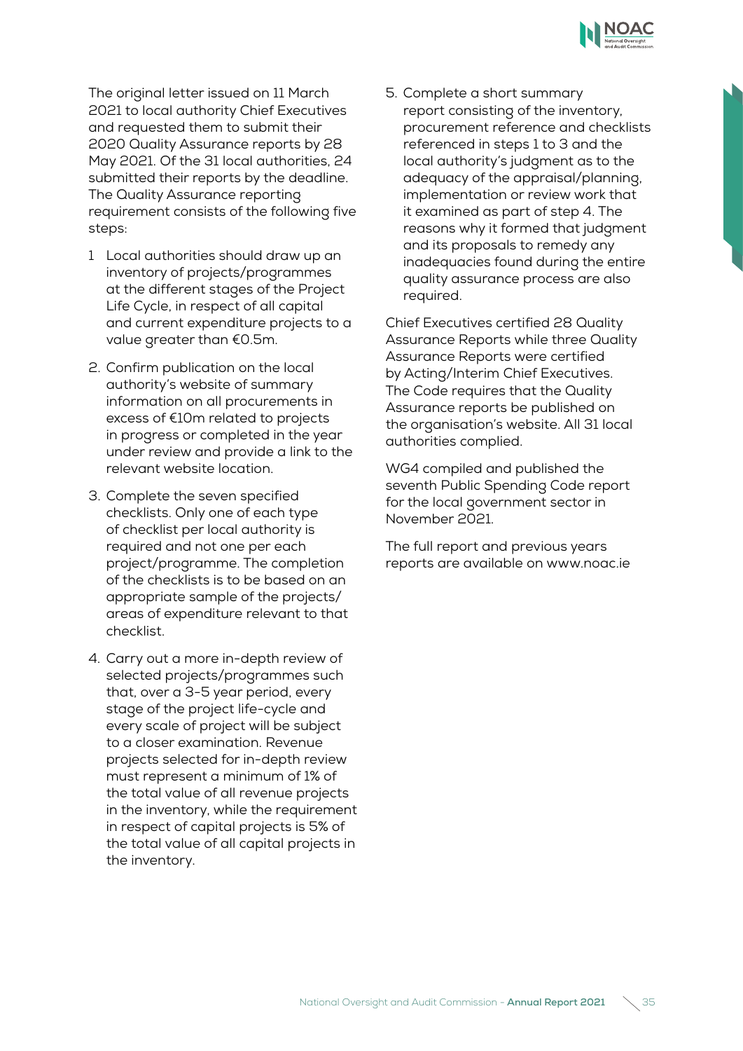The original letter issued on 11 March 2021 to local authority Chief Executives and requested them to submit their 2020 Quality Assurance reports by 28 May 2021. Of the 31 local authorities, 24 submitted their reports by the deadline. The Quality Assurance reporting requirement consists of the following five steps:

1. Local authorities should draw up an inventory of projects/programmes at the different stages of the Project Life Cycle, in respect of all capital and current expenditure projects to a value greater than €0.5m.
2. Confirm publication on the local authority's website of summary information on all procurements in excess of €10m related to projects in progress or completed in the year under review and provide a link to the relevant website location.
3. Complete the seven specified checklists. Only one of each type of checklist per local authority is required and not one per each project/programme. The completion of the checklists is to be based on an appropriate sample of the projects/ areas of expenditure relevant to that checklist.
4. Carry out a more in-depth review of selected projects/programmes such that, over a 3-5 year period, every stage of the project life-cycle and every scale of project will be subject to a closer examination. Revenue projects selected for in-depth review must represent a minimum of 1% of the total value of all revenue projects in the inventory, while the requirement in respect of capital projects is 5% of the total value of all capital projects in the inventory.
5. Complete a short summary report consisting of the inventory, procurement reference and checklists referenced in steps 1 to 3 and the local authority's judgment as to the adequacy of the appraisal/planning, implementation or review work that it examined as part of step 4. The reasons why it formed that judgment and its proposals to remedy any inadequacies found during the entire quality assurance process are also required.

Chief Executives certified 28 Quality Assurance Reports while three Quality Assurance Reports were certified by Acting/Interim Chief Executives. The Code requires that the Quality Assurance reports be published on the organisation's website. All 31 local authorities complied.

WG4 compiled and published the seventh Public Spending Code report for the local government sector in November 2021.

The full report and previous years reports are available on www.noac.ie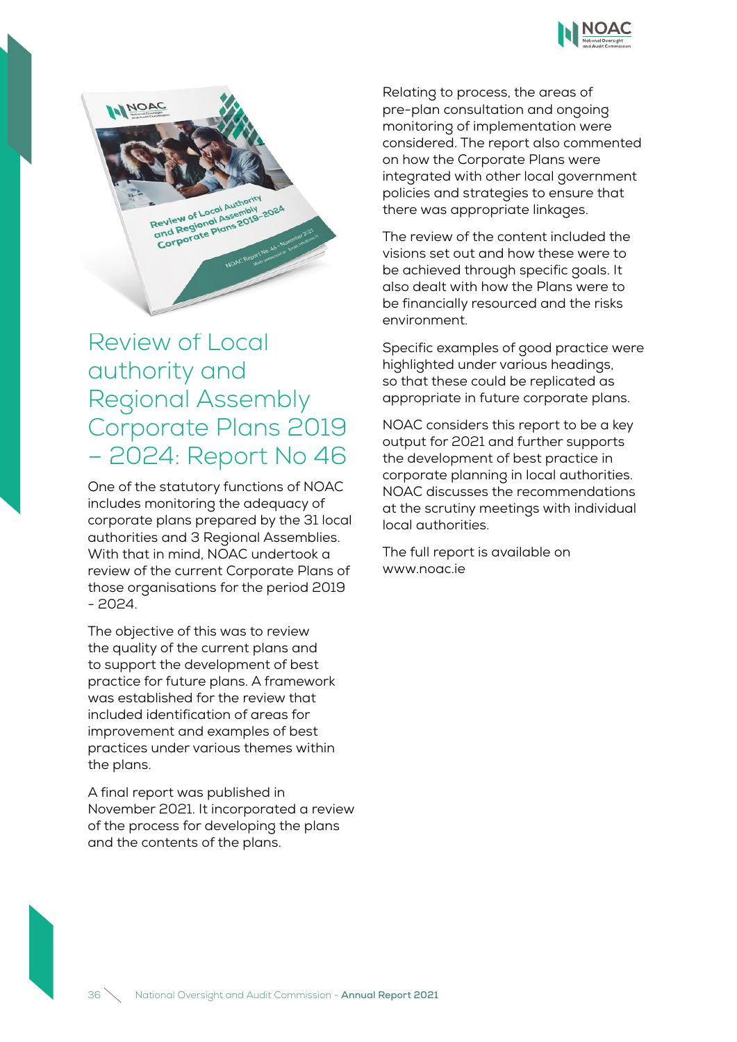# Review of Local authority and Regional Assembly Corporate Plans 2019 – 2024: Report No 46

One of the statutory functions of NOAC includes monitoring the adequacy of corporate plans prepared by the 31 local authorities and 3 Regional Assemblies. With that in mind, NOAC undertook a review of the current Corporate Plans of those organisations for the period 2019 - 2024.

The objective of this was to review the quality of the current plans and to support the development of best practice for future plans. A framework was established for the review that included identification of areas for improvement and examples of best practices under various themes within the plans.

A final report was published in November 2021. It incorporated a review of the process for developing the plans and the contents of the plans.

Relating to process, the areas of pre-plan consultation and ongoing monitoring of implementation were considered. The report also commented on how the Corporate Plans were integrated with other local government policies and strategies to ensure that there was appropriate linkages.

The review of the content included the visions set out and how these were to be achieved through specific goals. It also dealt with how the Plans were to be financially resourced and the risks environment.

Specific examples of good practice were highlighted under various headings, so that these could be replicated as appropriate in future corporate plans.

NOAC considers this report to be a key output for 2021 and further supports the development of best practice in corporate planning in local authorities. NOAC discusses the recommendations at the scrutiny meetings with individual local authorities.

The full report is available on www.noac.ie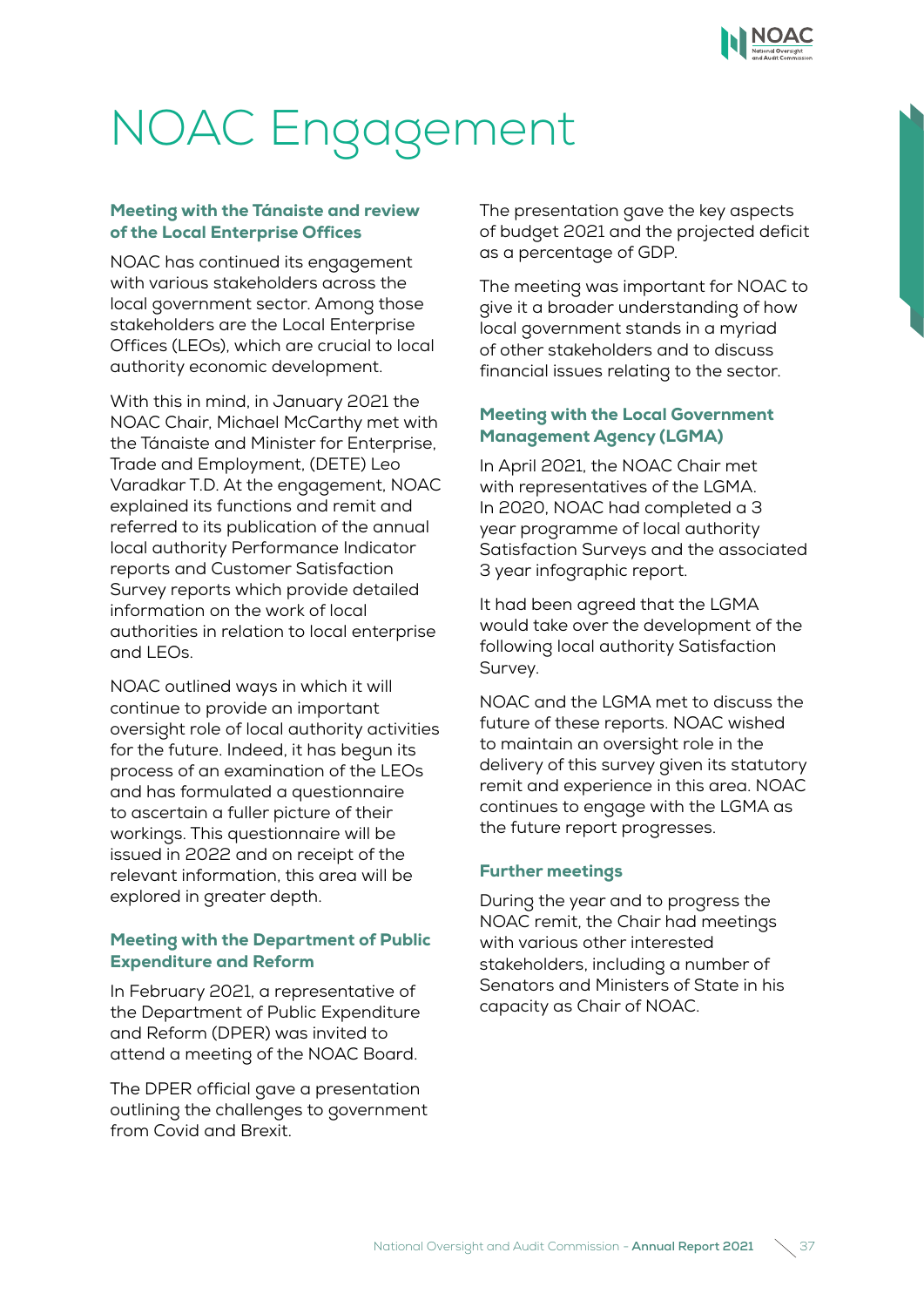# NOAC Engagement

### Meeting with the Tánaiste and review of the Local Enterprise Offices

NOAC has continued its engagement with various stakeholders across the local government sector. Among those stakeholders are the Local Enterprise Offices (LEOs), which are crucial to local authority economic development.

With this in mind, in January 2021 the NOAC Chair, Michael McCarthy met with the Tánaiste and Minister for Enterprise, Trade and Employment, (DETE) Leo Varadkar T.D. At the engagement, NOAC explained its functions and remit and referred to its publication of the annual local authority Performance Indicator reports and Customer Satisfaction Survey reports which provide detailed information on the work of local authorities in relation to local enterprise and LEOs.

NOAC outlined ways in which it will continue to provide an important oversight role of local authority activities for the future. Indeed, it has begun its process of an examination of the LEOs and has formulated a questionnaire to ascertain a fuller picture of their workings. This questionnaire will be issued in 2022 and on receipt of the relevant information, this area will be explored in greater depth.

### Meeting with the Department of Public Expenditure and Reform

In February 2021, a representative of the Department of Public Expenditure and Reform (DPER) was invited to attend a meeting of the NOAC Board.

The DPER official gave a presentation outlining the challenges to government from Covid and Brexit.

The presentation gave the key aspects of budget 2021 and the projected deficit as a percentage of GDP.

The meeting was important for NOAC to give it a broader understanding of how local government stands in a myriad of other stakeholders and to discuss financial issues relating to the sector.

### Meeting with the Local Government Management Agency (LGMA)

In April 2021, the NOAC Chair met with representatives of the LGMA. In 2020, NOAC had completed a 3 year programme of local authority Satisfaction Surveys and the associated 3 year infographic report.

It had been agreed that the LGMA would take over the development of the following local authority Satisfaction Survey.

NOAC and the LGMA met to discuss the future of these reports. NOAC wished to maintain an oversight role in the delivery of this survey given its statutory remit and experience in this area. NOAC continues to engage with the LGMA as the future report progresses.

### Further meetings

During the year and to progress the NOAC remit, the Chair had meetings with various other interested stakeholders, including a number of Senators and Ministers of State in his capacity as Chair of NOAC.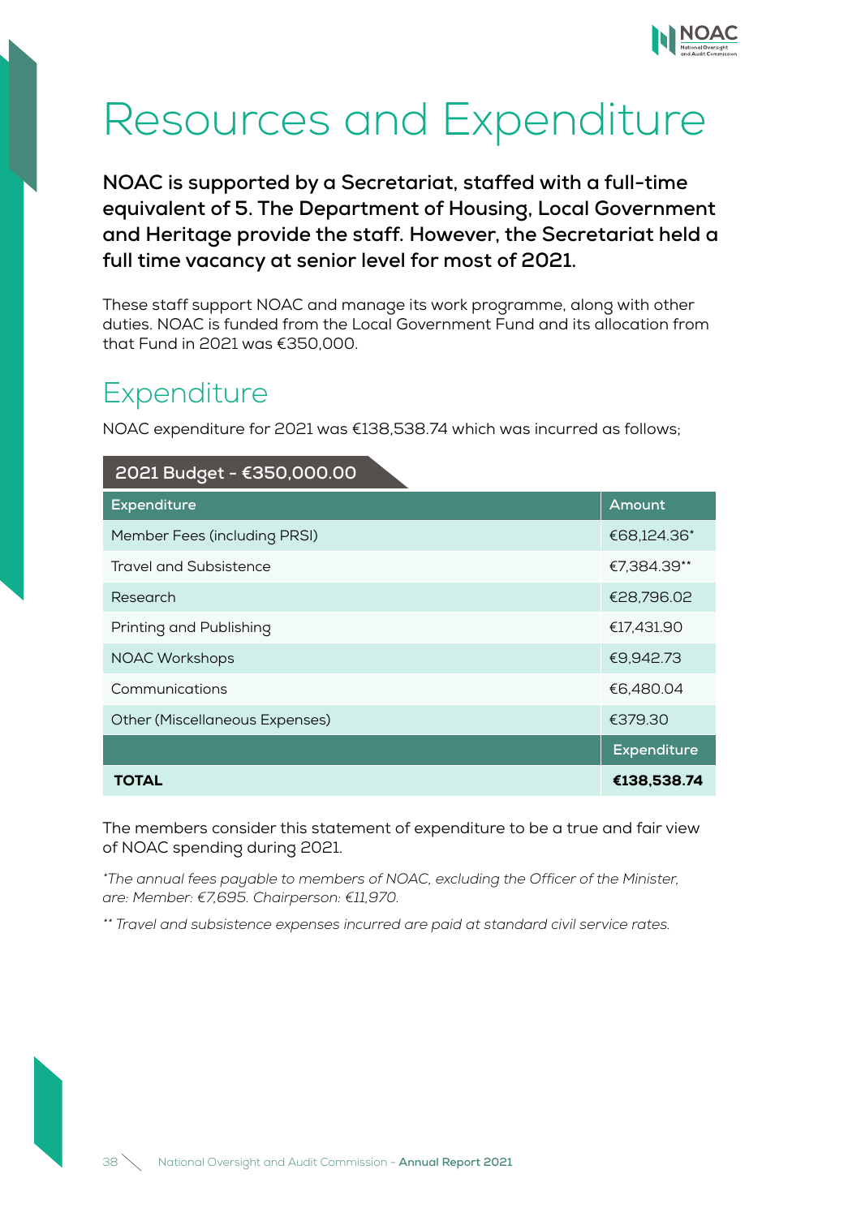# Resources and Expenditure

**NOAC is supported by a Secretariat, staffed with a full-time equivalent of 5. The Department of Housing, Local Government and Heritage provide the staff. However, the Secretariat held a full time vacancy at senior level for most of 2021.**

These staff support NOAC and manage its work programme, along with other duties. NOAC is funded from the Local Government Fund and its allocation from that Fund in 2021 was €350,000.

## Expenditure

NOAC expenditure for 2021 was €138,538.74 which was incurred as follows;

**2021 Budget - €350,000.00**

| Expenditure | Amount |
|---|---|
| Member Fees (including PRSI) | €68,124.36* |
| Travel and Subsistence | €7,384.39** |
| Research | €28,796.02 |
| Printing and Publishing | €17,431.90 |
| NOAC Workshops | €9,942.73 |
| Communications | €6,480.04 |
| Other (Miscellaneous Expenses) | €379.30 |
| | Expenditure |
| **TOTAL** | **€138,538.74** |

The members consider this statement of expenditure to be a true and fair view of NOAC spending during 2021.

*\*The annual fees payable to members of NOAC, excluding the Officer of the Minister, are: Member: €7,695. Chairperson: €11,970.*

*\*\* Travel and subsistence expenses incurred are paid at standard civil service rates.*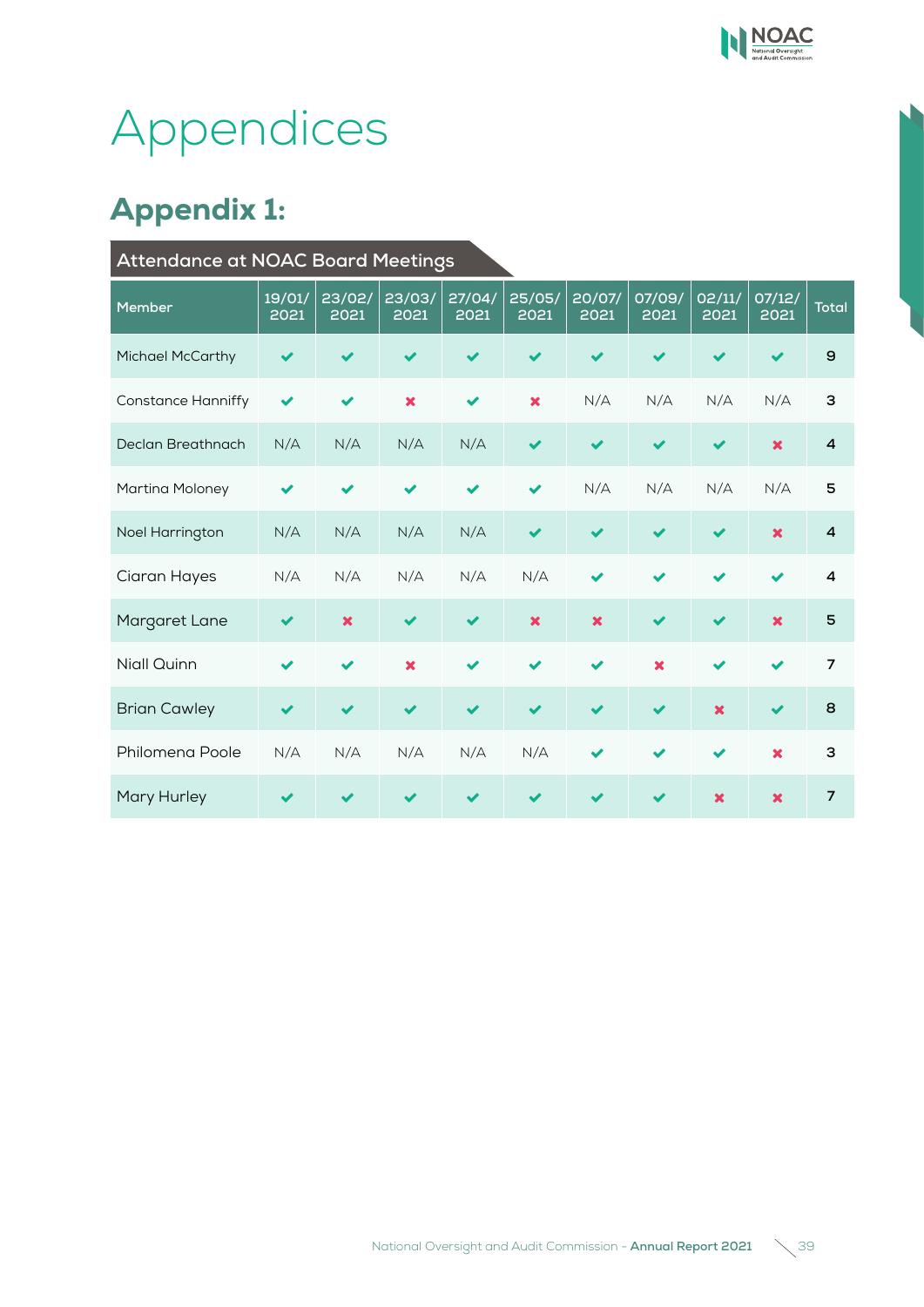# Appendices

## Appendix 1:

### Attendance at NOAC Board Meetings

| Member | 19/01/2021 | 23/02/2021 | 23/03/2021 | 27/04/2021 | 25/05/2021 | 20/07/2021 | 07/09/2021 | 02/11/2021 | 07/12/2021 | Total |
|---|---|---|---|---|---|---|---|---|---|---|
| Michael McCarthy | ✔ | ✔ | ✔ | ✔ | ✔ | ✔ | ✔ | ✔ | ✔ | 9 |
| Constance Hanniffy | ✔ | ✔ | ✖ | ✔ | ✖ | N/A | N/A | N/A | N/A | 3 |
| Declan Breathnach | N/A | N/A | N/A | N/A | ✔ | ✔ | ✔ | ✔ | ✖ | 4 |
| Martina Moloney | ✔ | ✔ | ✔ | ✔ | ✔ | N/A | N/A | N/A | N/A | 5 |
| Noel Harrington | N/A | N/A | N/A | N/A | ✔ | ✔ | ✔ | ✔ | ✖ | 4 |
| Ciaran Hayes | N/A | N/A | N/A | N/A | N/A | ✔ | ✔ | ✔ | ✔ | 4 |
| Margaret Lane | ✔ | ✖ | ✔ | ✔ | ✖ | ✖ | ✔ | ✔ | ✖ | 5 |
| Niall Quinn | ✔ | ✔ | ✖ | ✔ | ✔ | ✔ | ✖ | ✔ | ✔ | 7 |
| Brian Cawley | ✔ | ✔ | ✔ | ✔ | ✔ | ✔ | ✔ | ✖ | ✔ | 8 |
| Philomena Poole | N/A | N/A | N/A | N/A | N/A | ✔ | ✔ | ✔ | ✖ | 3 |
| Mary Hurley | ✔ | ✔ | ✔ | ✔ | ✔ | ✔ | ✔ | ✖ | ✖ | 7 |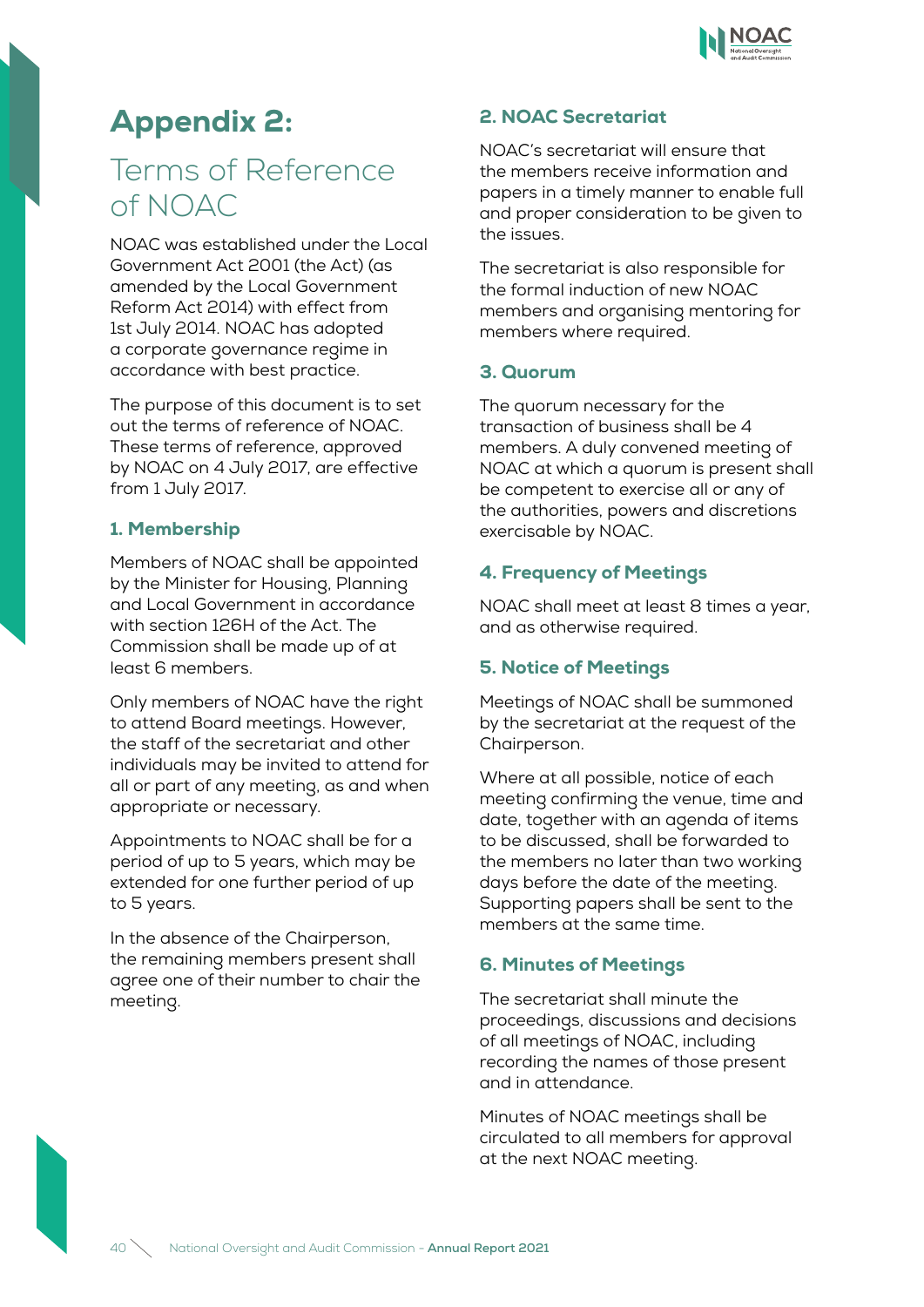# Appendix 2:

## Terms of Reference of NOAC

NOAC was established under the Local Government Act 2001 (the Act) (as amended by the Local Government Reform Act 2014) with effect from 1st July 2014. NOAC has adopted a corporate governance regime in accordance with best practice.

The purpose of this document is to set out the terms of reference of NOAC. These terms of reference, approved by NOAC on 4 July 2017, are effective from 1 July 2017.

### 1. Membership

Members of NOAC shall be appointed by the Minister for Housing, Planning and Local Government in accordance with section 126H of the Act. The Commission shall be made up of at least 6 members.

Only members of NOAC have the right to attend Board meetings. However, the staff of the secretariat and other individuals may be invited to attend for all or part of any meeting, as and when appropriate or necessary.

Appointments to NOAC shall be for a period of up to 5 years, which may be extended for one further period of up to 5 years.

In the absence of the Chairperson, the remaining members present shall agree one of their number to chair the meeting.

### 2. NOAC Secretariat

NOAC's secretariat will ensure that the members receive information and papers in a timely manner to enable full and proper consideration to be given to the issues.

The secretariat is also responsible for the formal induction of new NOAC members and organising mentoring for members where required.

### 3. Quorum

The quorum necessary for the transaction of business shall be 4 members. A duly convened meeting of NOAC at which a quorum is present shall be competent to exercise all or any of the authorities, powers and discretions exercisable by NOAC.

### 4. Frequency of Meetings

NOAC shall meet at least 8 times a year, and as otherwise required.

### 5. Notice of Meetings

Meetings of NOAC shall be summoned by the secretariat at the request of the Chairperson.

Where at all possible, notice of each meeting confirming the venue, time and date, together with an agenda of items to be discussed, shall be forwarded to the members no later than two working days before the date of the meeting. Supporting papers shall be sent to the members at the same time.

### 6. Minutes of Meetings

The secretariat shall minute the proceedings, discussions and decisions of all meetings of NOAC, including recording the names of those present and in attendance.

Minutes of NOAC meetings shall be circulated to all members for approval at the next NOAC meeting.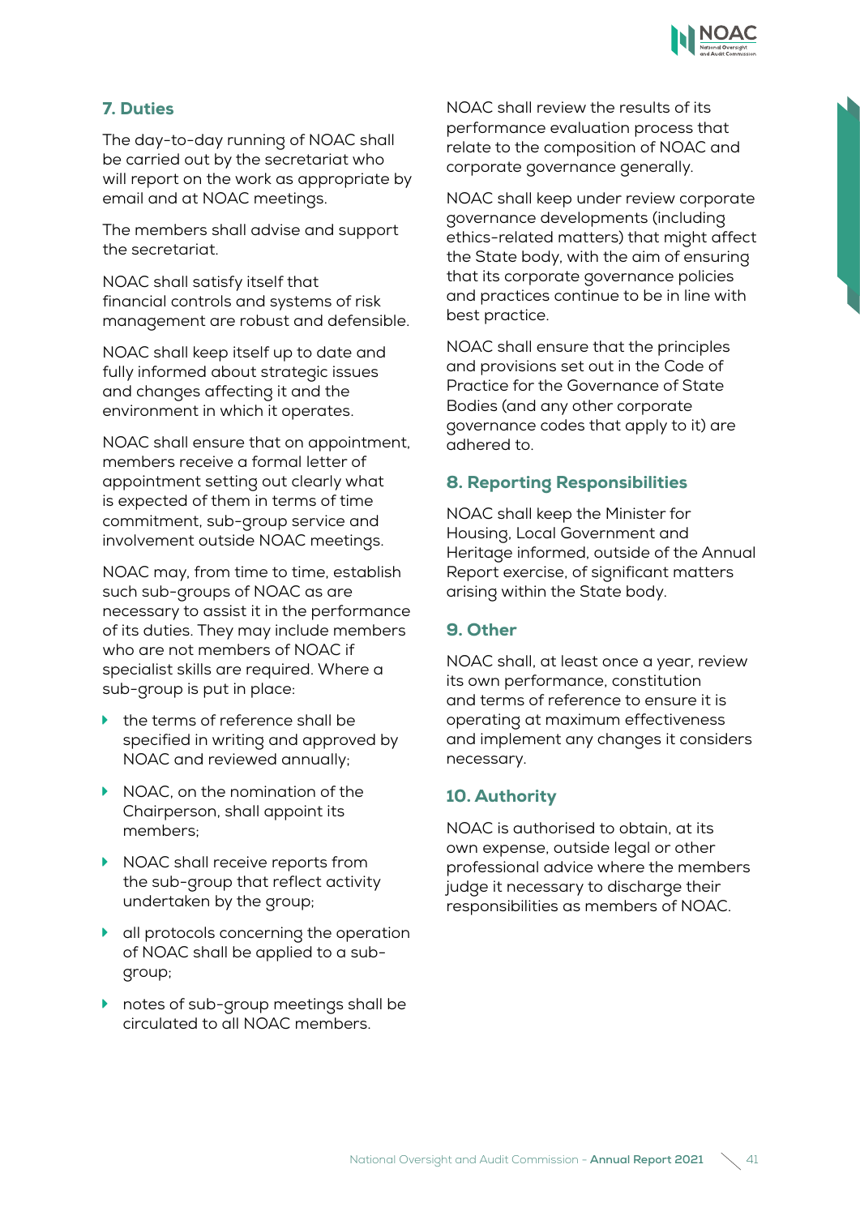## 7. Duties

The day-to-day running of NOAC shall be carried out by the secretariat who will report on the work as appropriate by email and at NOAC meetings.

The members shall advise and support the secretariat.

NOAC shall satisfy itself that financial controls and systems of risk management are robust and defensible.

NOAC shall keep itself up to date and fully informed about strategic issues and changes affecting it and the environment in which it operates.

NOAC shall ensure that on appointment, members receive a formal letter of appointment setting out clearly what is expected of them in terms of time commitment, sub-group service and involvement outside NOAC meetings.

NOAC may, from time to time, establish such sub-groups of NOAC as are necessary to assist it in the performance of its duties. They may include members who are not members of NOAC if specialist skills are required. Where a sub-group is put in place:

- the terms of reference shall be specified in writing and approved by NOAC and reviewed annually;
- NOAC, on the nomination of the Chairperson, shall appoint its members;
- NOAC shall receive reports from the sub-group that reflect activity undertaken by the group;
- all protocols concerning the operation of NOAC shall be applied to a sub-group;
- notes of sub-group meetings shall be circulated to all NOAC members.

NOAC shall review the results of its performance evaluation process that relate to the composition of NOAC and corporate governance generally.

NOAC shall keep under review corporate governance developments (including ethics-related matters) that might affect the State body, with the aim of ensuring that its corporate governance policies and practices continue to be in line with best practice.

NOAC shall ensure that the principles and provisions set out in the Code of Practice for the Governance of State Bodies (and any other corporate governance codes that apply to it) are adhered to.

## 8. Reporting Responsibilities

NOAC shall keep the Minister for Housing, Local Government and Heritage informed, outside of the Annual Report exercise, of significant matters arising within the State body.

## 9. Other

NOAC shall, at least once a year, review its own performance, constitution and terms of reference to ensure it is operating at maximum effectiveness and implement any changes it considers necessary.

## 10. Authority

NOAC is authorised to obtain, at its own expense, outside legal or other professional advice where the members judge it necessary to discharge their responsibilities as members of NOAC.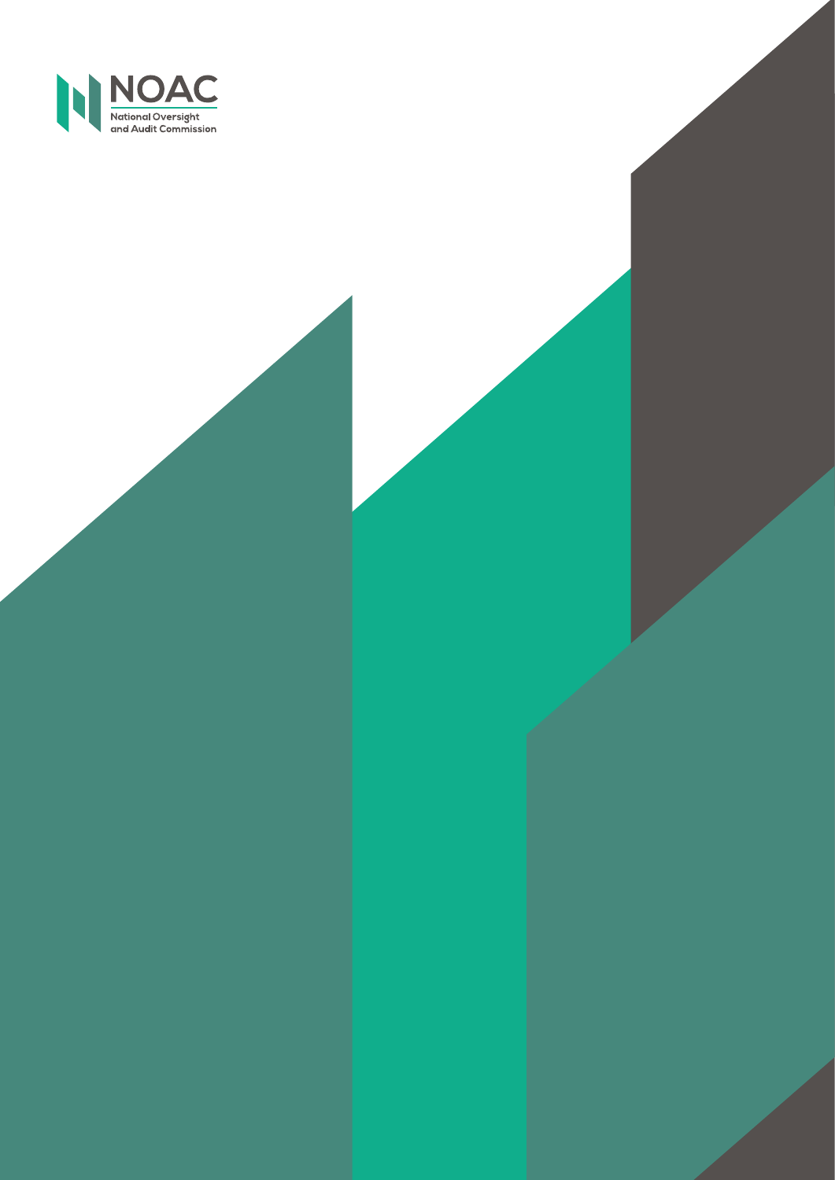NOAC

National Oversight and Audit Commission